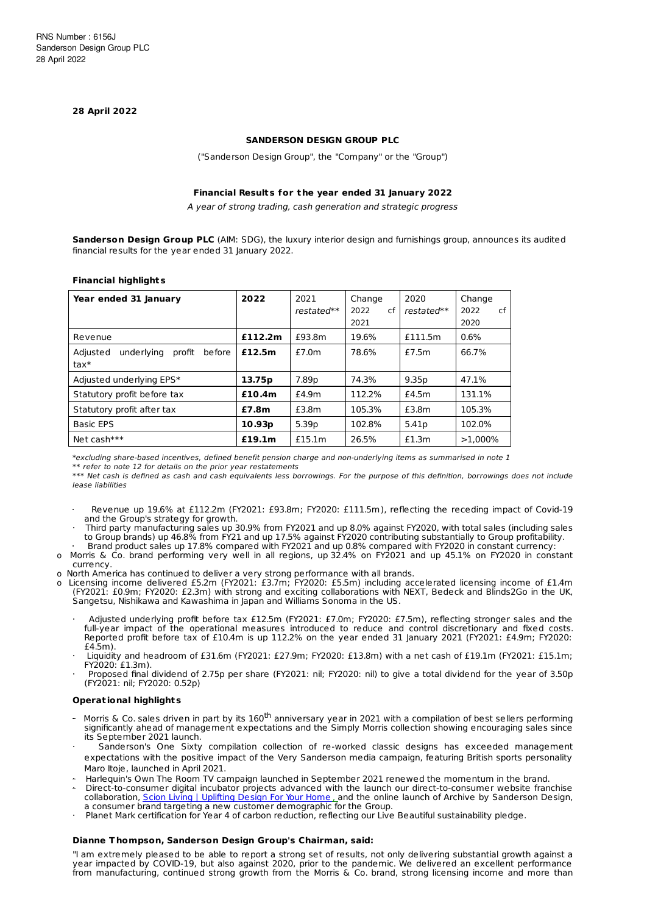RNS Number : 6156J
Sanderson Design Group PLC
28 April 2022

**28 April 2022**

**SANDERSON DESIGN GROUP PLC**

("Sanderson Design Group", the "Company" or the "Group")

**Financial Results for the year ended 31 January 2022**

*A year of strong trading, cash generation and strategic progress*

**Sanderson Design Group PLC** (AIM: SDG), the luxury interior design and furnishings group, announces its audited financial results for the year ended 31 January 2022.

**Financial highlights**

| **Year ended 31 January** | **2022** | 2021 *restated*** | Change 2022 cf 2021 | 2020 *restated*** | Change 2022 cf 2020 |
|---|---|---|---|---|---|
| Revenue | **£112.2m** | £93.8m | 19.6% | £111.5m | 0.6% |
| Adjusted underlying profit before tax* | **£12.5m** | £7.0m | 78.6% | £7.5m | 66.7% |
| Adjusted underlying EPS* | **13.75p** | 7.89p | 74.3% | 9.35p | 47.1% |
| Statutory profit before tax | **£10.4m** | £4.9m | 112.2% | £4.5m | 131.1% |
| Statutory profit after tax | **£7.8m** | £3.8m | 105.3% | £3.8m | 105.3% |
| Basic EPS | **10.93p** | 5.39p | 102.8% | 5.41p | 102.0% |
| Net cash*** | **£19.1m** | £15.1m | 26.5% | £1.3m | >1,000% |

*\*excluding share-based incentives, defined benefit pension charge and non-underlying items as summarised in note 1*
*\*\* refer to note 12 for details on the prior year restatements*
*\*\*\* Net cash is defined as cash and cash equivalents less borrowings. For the purpose of this definition, borrowings does not include lease liabilities*

- Revenue up 19.6% at £112.2m (FY2021: £93.8m; FY2020: £111.5m), reflecting the receding impact of Covid-19 and the Group's strategy for growth.
- Third party manufacturing sales up 30.9% from FY2021 and up 8.0% against FY2020, with total sales (including sales to Group brands) up 46.8% from FY21 and up 17.5% against FY2020 contributing substantially to Group profitability.
- Brand product sales up 17.8% compared with FY2021 and up 0.8% compared with FY2020 in constant currency:
  - Morris & Co. brand performing very well in all regions, up 32.4% on FY2021 and up 45.1% on FY2020 in constant currency.
  - North America has continued to deliver a very strong performance with all brands.
  - Licensing income delivered £5.2m (FY2021: £3.7m; FY2020: £5.5m) including accelerated licensing income of £1.4m (FY2021: £0.9m; FY2020: £2.3m) with strong and exciting collaborations with NEXT, Bedeck and Blinds2Go in the UK, Sangetsu, Nishikawa and Kawashima in Japan and Williams Sonoma in the US.
- Adjusted underlying profit before tax £12.5m (FY2021: £7.0m; FY2020: £7.5m), reflecting stronger sales and the full-year impact of the operational measures introduced to reduce and control discretionary and fixed costs. Reported profit before tax of £10.4m is up 112.2% on the year ended 31 January 2021 (FY2021: £4.9m; FY2020: £4.5m).
- Liquidity and headroom of £31.6m (FY2021: £27.9m; FY2020: £13.8m) with a net cash of £19.1m (FY2021: £15.1m; FY2020: £1.3m).
- Proposed final dividend of 2.75p per share (FY2021: nil; FY2020: nil) to give a total dividend for the year of 3.50p (FY2021: nil; FY2020: 0.52p)

**Operational highlights**

- Morris & Co. sales driven in part by its 160th anniversary year in 2021 with a compilation of best sellers performing significantly ahead of management expectations and the Simply Morris collection showing encouraging sales since its September 2021 launch.
- Sanderson's One Sixty compilation collection of re-worked classic designs has exceeded management expectations with the positive impact of the Very Sanderson media campaign, featuring British sports personality Maro Itoje, launched in April 2021.
- Harlequin's Own The Room TV campaign launched in September 2021 renewed the momentum in the brand.
- Direct-to-consumer digital incubator projects advanced with the launch our direct-to-consumer website franchise collaboration, Scion Living | Uplifting Design For Your Home , and the online launch of Archive by Sanderson Design, a consumer brand targeting a new customer demographic for the Group.
- Planet Mark certification for Year 4 of carbon reduction, reflecting our Live Beautiful sustainability pledge.

**Dianne Thompson, Sanderson Design Group's Chairman, said:**

"I am extremely pleased to be able to report a strong set of results, not only delivering substantial growth against a year impacted by COVID-19, but also against 2020, prior to the pandemic. We delivered an excellent performance from manufacturing, continued strong growth from the Morris & Co. brand, strong licensing income and more than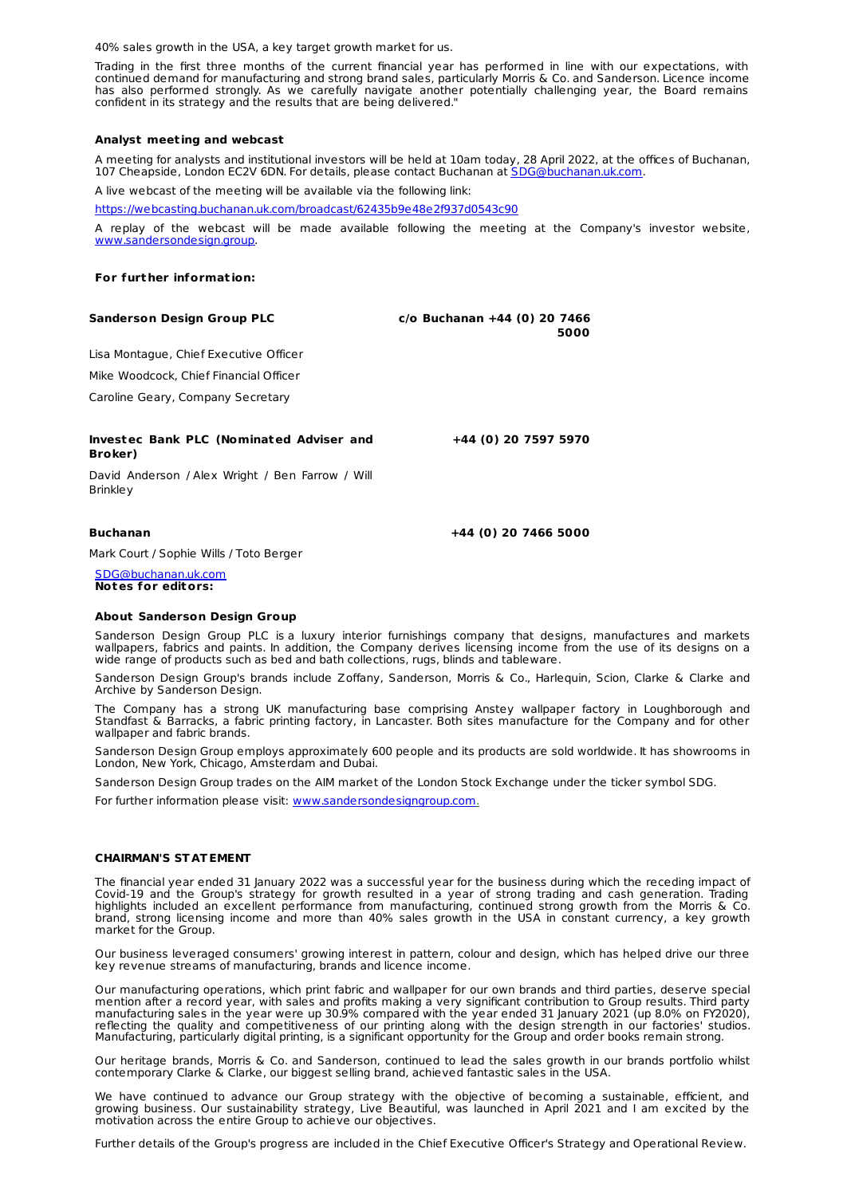40% sales growth in the USA, a key target growth market for us.

Trading in the first three months of the current financial year has performed in line with our expectations, with continued demand for manufacturing and strong brand sales, particularly Morris & Co. and Sanderson. Licence income has also performed strongly. As we carefully navigate another potentially challenging year, the Board remains confident in its strategy and the results that are being delivered."

**Analyst meeting and webcast**

A meeting for analysts and institutional investors will be held at 10am today, 28 April 2022, at the offices of Buchanan, 107 Cheapside, London EC2V 6DN. For details, please contact Buchanan at SDG@buchanan.uk.com.

A live webcast of the meeting will be available via the following link:

https://webcasting.buchanan.uk.com/broadcast/62435b9e48e2f937d0543c90

A replay of the webcast will be made available following the meeting at the Company's investor website, www.sandersondesign.group.

**For further information:**

| | |
|---|---|
| **Sanderson Design Group PLC** | **c/o Buchanan +44 (0) 20 7466 5000** |
| Lisa Montague, Chief Executive Officer | |
| Mike Woodcock, Chief Financial Officer | |
| Caroline Geary, Company Secretary | |
| **Investec Bank PLC (Nominated Adviser and Broker)** | **+44 (0) 20 7597 5970** |
| David Anderson / Alex Wright / Ben Farrow / Will Brinkley | |
| **Buchanan** | **+44 (0) 20 7466 5000** |
| Mark Court / Sophie Wills / Toto Berger | |
| SDG@buchanan.uk.com | |

**Notes for editors:**

**About Sanderson Design Group**

Sanderson Design Group PLC is a luxury interior furnishings company that designs, manufactures and markets wallpapers, fabrics and paints. In addition, the Company derives licensing income from the use of its designs on a wide range of products such as bed and bath collections, rugs, blinds and tableware.

Sanderson Design Group's brands include Zoffany, Sanderson, Morris & Co., Harlequin, Scion, Clarke & Clarke and Archive by Sanderson Design.

The Company has a strong UK manufacturing base comprising Anstey wallpaper factory in Loughborough and Standfast & Barracks, a fabric printing factory, in Lancaster. Both sites manufacture for the Company and for other wallpaper and fabric brands.

Sanderson Design Group employs approximately 600 people and its products are sold worldwide. It has showrooms in London, New York, Chicago, Amsterdam and Dubai.

Sanderson Design Group trades on the AIM market of the London Stock Exchange under the ticker symbol SDG.

For further information please visit: www.sandersondesigngroup.com.

**CHAIRMAN'S STATEMENT**

The financial year ended 31 January 2022 was a successful year for the business during which the receding impact of Covid-19 and the Group's strategy for growth resulted in a year of strong trading and cash generation. Trading highlights included an excellent performance from manufacturing, continued strong growth from the Morris & Co. brand, strong licensing income and more than 40% sales growth in the USA in constant currency, a key growth market for the Group.

Our business leveraged consumers' growing interest in pattern, colour and design, which has helped drive our three key revenue streams of manufacturing, brands and licence income.

Our manufacturing operations, which print fabric and wallpaper for our own brands and third parties, deserve special mention after a record year, with sales and profits making a very significant contribution to Group results. Third party manufacturing sales in the year were up 30.9% compared with the year ended 31 January 2021 (up 8.0% on FY2020), reflecting the quality and competitiveness of our printing along with the design strength in our factories' studios. Manufacturing, particularly digital printing, is a significant opportunity for the Group and order books remain strong.

Our heritage brands, Morris & Co. and Sanderson, continued to lead the sales growth in our brands portfolio whilst contemporary Clarke & Clarke, our biggest selling brand, achieved fantastic sales in the USA.

We have continued to advance our Group strategy with the objective of becoming a sustainable, efficient, and growing business. Our sustainability strategy, Live Beautiful, was launched in April 2021 and I am excited by the motivation across the entire Group to achieve our objectives.

Further details of the Group's progress are included in the Chief Executive Officer's Strategy and Operational Review.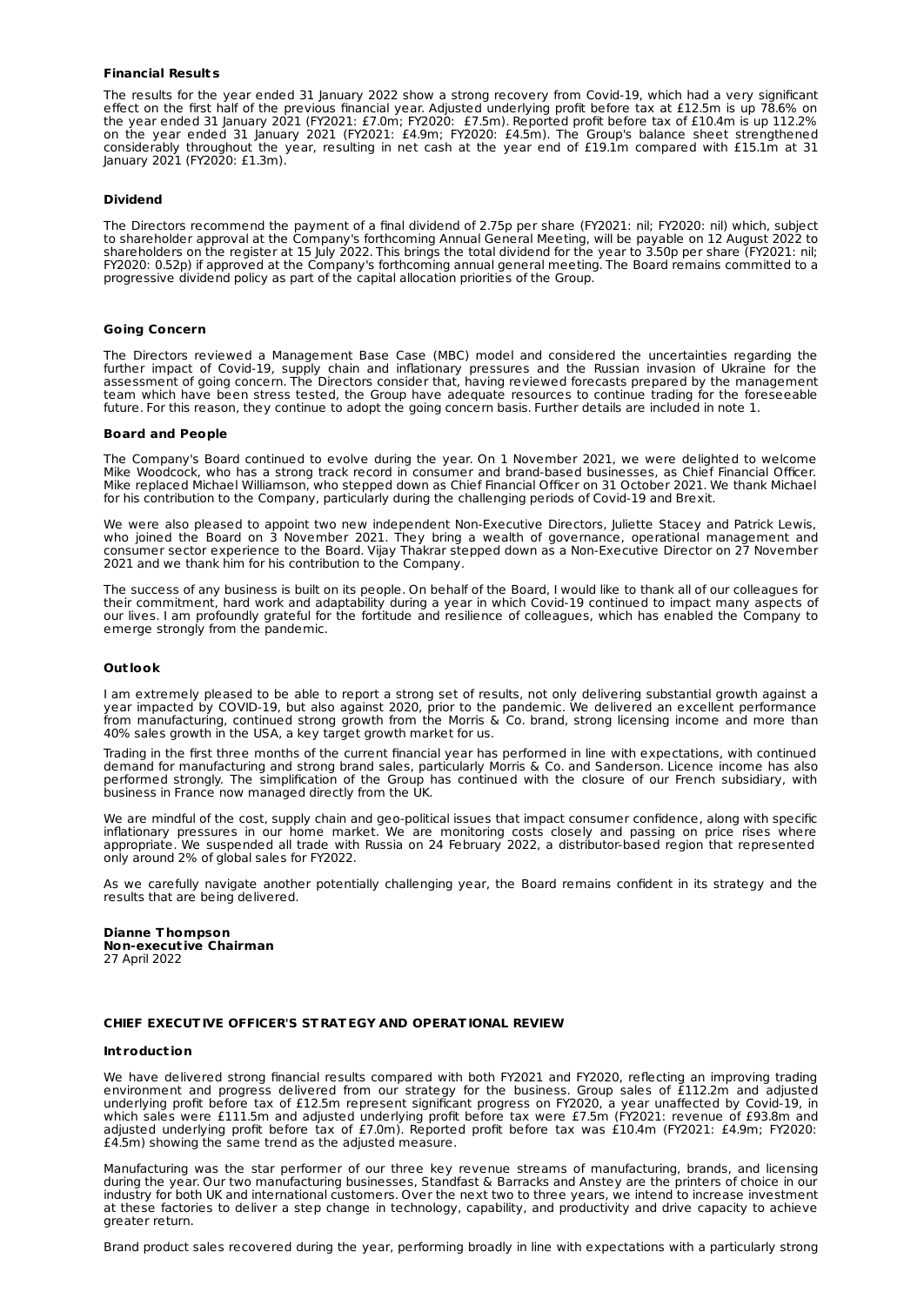**Financial Results**

The results for the year ended 31 January 2022 show a strong recovery from Covid-19, which had a very significant effect on the first half of the previous financial year. Adjusted underlying profit before tax at £12.5m is up 78.6% on the year ended 31 January 2021 (FY2021: £7.0m; FY2020: £7.5m). Reported profit before tax of £10.4m is up 112.2% on the year ended 31 January 2021 (FY2021: £4.9m; FY2020: £4.5m). The Group's balance sheet strengthened considerably throughout the year, resulting in net cash at the year end of £19.1m compared with £15.1m at 31 January 2021 (FY2020: £1.3m).

**Dividend**

The Directors recommend the payment of a final dividend of 2.75p per share (FY2021: nil; FY2020: nil) which, subject to shareholder approval at the Company's forthcoming Annual General Meeting, will be payable on 12 August 2022 to shareholders on the register at 15 July 2022. This brings the total dividend for the year to 3.50p per share (FY2021: nil; FY2020: 0.52p) if approved at the Company's forthcoming annual general meeting. The Board remains committed to a progressive dividend policy as part of the capital allocation priorities of the Group.

**Going Concern**

The Directors reviewed a Management Base Case (MBC) model and considered the uncertainties regarding the further impact of Covid-19, supply chain and inflationary pressures and the Russian invasion of Ukraine for the assessment of going concern. The Directors consider that, having reviewed forecasts prepared by the management team which have been stress tested, the Group have adequate resources to continue trading for the foreseeable future. For this reason, they continue to adopt the going concern basis. Further details are included in note 1.

**Board and People**

The Company's Board continued to evolve during the year. On 1 November 2021, we were delighted to welcome Mike Woodcock, who has a strong track record in consumer and brand-based businesses, as Chief Financial Officer. Mike replaced Michael Williamson, who stepped down as Chief Financial Officer on 31 October 2021. We thank Michael for his contribution to the Company, particularly during the challenging periods of Covid-19 and Brexit.

We were also pleased to appoint two new independent Non-Executive Directors, Juliette Stacey and Patrick Lewis, who joined the Board on 3 November 2021. They bring a wealth of governance, operational management and consumer sector experience to the Board. Vijay Thakrar stepped down as a Non-Executive Director on 27 November 2021 and we thank him for his contribution to the Company.

The success of any business is built on its people. On behalf of the Board, I would like to thank all of our colleagues for their commitment, hard work and adaptability during a year in which Covid-19 continued to impact many aspects of our lives. I am profoundly grateful for the fortitude and resilience of colleagues, which has enabled the Company to emerge strongly from the pandemic.

**Outlook**

I am extremely pleased to be able to report a strong set of results, not only delivering substantial growth against a year impacted by COVID-19, but also against 2020, prior to the pandemic. We delivered an excellent performance from manufacturing, continued strong growth from the Morris & Co. brand, strong licensing income and more than 40% sales growth in the USA, a key target growth market for us.

Trading in the first three months of the current financial year has performed in line with expectations, with continued demand for manufacturing and strong brand sales, particularly Morris & Co. and Sanderson. Licence income has also performed strongly. The simplification of the Group has continued with the closure of our French subsidiary, with business in France now managed directly from the UK.

We are mindful of the cost, supply chain and geo-political issues that impact consumer confidence, along with specific inflationary pressures in our home market. We are monitoring costs closely and passing on price rises where appropriate. We suspended all trade with Russia on 24 February 2022, a distributor-based region that represented only around 2% of global sales for FY2022.

As we carefully navigate another potentially challenging year, the Board remains confident in its strategy and the results that are being delivered.

**Dianne Thompson**
**Non-executive Chairman**
27 April 2022

**CHIEF EXECUTIVE OFFICER'S STRATEGY AND OPERATIONAL REVIEW**

**Introduction**

We have delivered strong financial results compared with both FY2021 and FY2020, reflecting an improving trading environment and progress delivered from our strategy for the business. Group sales of £112.2m and adjusted underlying profit before tax of £12.5m represent significant progress on FY2020, a year unaffected by Covid-19, in which sales were £111.5m and adjusted underlying profit before tax were £7.5m (FY2021: revenue of £93.8m and adjusted underlying profit before tax of £7.0m). Reported profit before tax was £10.4m (FY2021: £4.9m; FY2020: £4.5m) showing the same trend as the adjusted measure.

Manufacturing was the star performer of our three key revenue streams of manufacturing, brands, and licensing during the year. Our two manufacturing businesses, Standfast & Barracks and Anstey are the printers of choice in our industry for both UK and international customers. Over the next two to three years, we intend to increase investment at these factories to deliver a step change in technology, capability, and productivity and drive capacity to achieve greater return.

Brand product sales recovered during the year, performing broadly in line with expectations with a particularly strong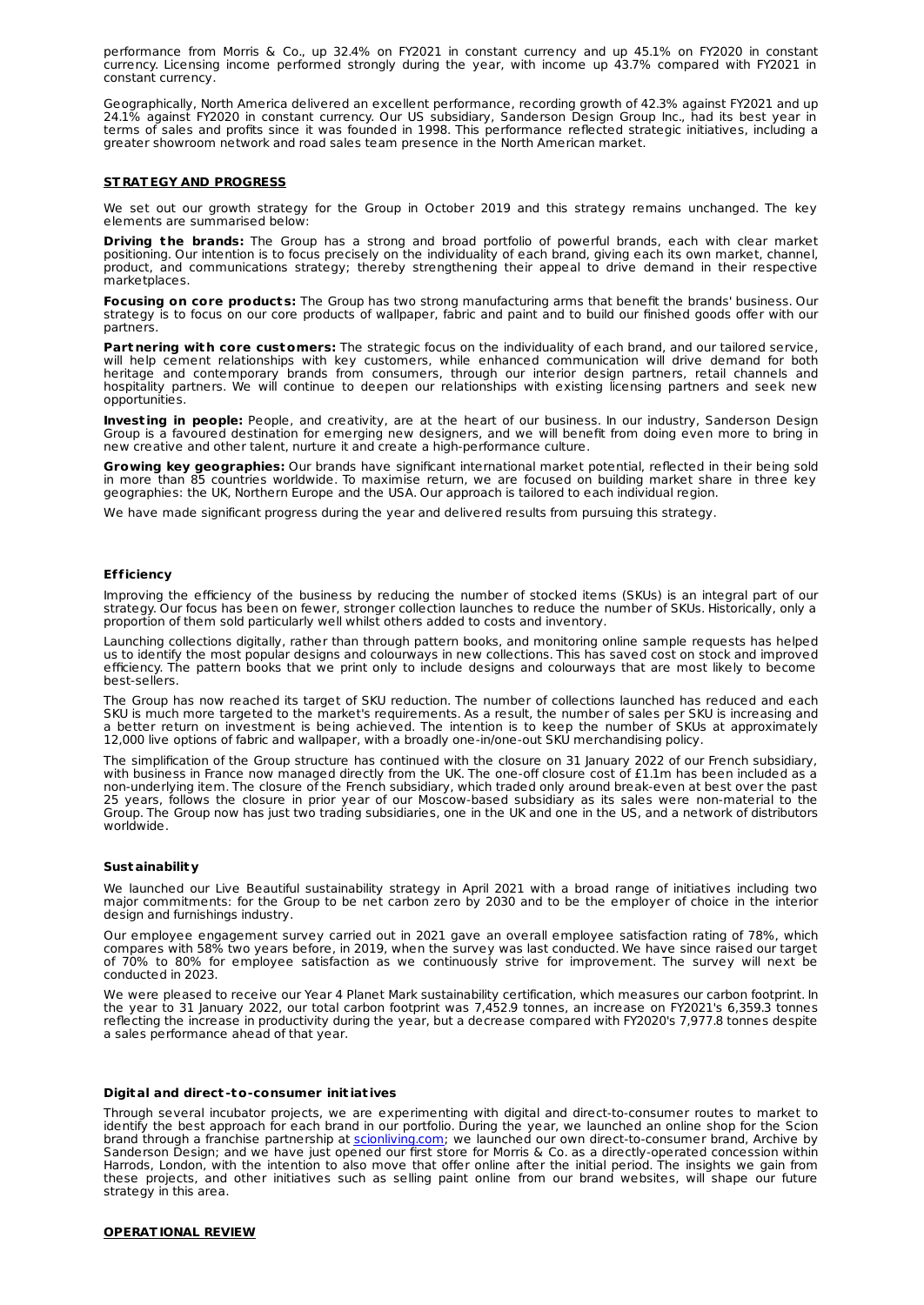performance from Morris & Co., up 32.4% on FY2021 in constant currency and up 45.1% on FY2020 in constant currency. Licensing income performed strongly during the year, with income up 43.7% compared with FY2021 in constant currency.

Geographically, North America delivered an excellent performance, recording growth of 42.3% against FY2021 and up 24.1% against FY2020 in constant currency. Our US subsidiary, Sanderson Design Group Inc., had its best year in terms of sales and profits since it was founded in 1998. This performance reflected strategic initiatives, including a greater showroom network and road sales team presence in the North American market.

## STRATEGY AND PROGRESS

We set out our growth strategy for the Group in October 2019 and this strategy remains unchanged. The key elements are summarised below:

**Driving the brands:** The Group has a strong and broad portfolio of powerful brands, each with clear market positioning. Our intention is to focus precisely on the individuality of each brand, giving each its own market, channel, product, and communications strategy; thereby strengthening their appeal to drive demand in their respective marketplaces.

**Focusing on core products:** The Group has two strong manufacturing arms that benefit the brands' business. Our strategy is to focus on our core products of wallpaper, fabric and paint and to build our finished goods offer with our partners.

**Partnering with core customers:** The strategic focus on the individuality of each brand, and our tailored service, will help cement relationships with key customers, while enhanced communication will drive demand for both heritage and contemporary brands from consumers, through our interior design partners, retail channels and hospitality partners. We will continue to deepen our relationships with existing licensing partners and seek new opportunities.

**Investing in people:** People, and creativity, are at the heart of our business. In our industry, Sanderson Design Group is a favoured destination for emerging new designers, and we will benefit from doing even more to bring in new creative and other talent, nurture it and create a high-performance culture.

**Growing key geographies:** Our brands have significant international market potential, reflected in their being sold in more than 85 countries worldwide. To maximise return, we are focused on building market share in three key geographies: the UK, Northern Europe and the USA. Our approach is tailored to each individual region.

We have made significant progress during the year and delivered results from pursuing this strategy.

### Efficiency

Improving the efficiency of the business by reducing the number of stocked items (SKUs) is an integral part of our strategy. Our focus has been on fewer, stronger collection launches to reduce the number of SKUs. Historically, only a proportion of them sold particularly well whilst others added to costs and inventory.

Launching collections digitally, rather than through pattern books, and monitoring online sample requests has helped us to identify the most popular designs and colourways in new collections. This has saved cost on stock and improved efficiency. The pattern books that we print only to include designs and colourways that are most likely to become best-sellers.

The Group has now reached its target of SKU reduction. The number of collections launched has reduced and each SKU is much more targeted to the market's requirements. As a result, the number of sales per SKU is increasing and a better return on investment is being achieved. The intention is to keep the number of SKUs at approximately 12,000 live options of fabric and wallpaper, with a broadly one-in/one-out SKU merchandising policy.

The simplification of the Group structure has continued with the closure on 31 January 2022 of our French subsidiary, with business in France now managed directly from the UK. The one-off closure cost of £1.1m has been included as a non-underlying item. The closure of the French subsidiary, which traded only around break-even at best over the past 25 years, follows the closure in prior year of our Moscow-based subsidiary as its sales were non-material to the Group. The Group now has just two trading subsidiaries, one in the UK and one in the US, and a network of distributors worldwide.

### Sustainability

We launched our Live Beautiful sustainability strategy in April 2021 with a broad range of initiatives including two major commitments: for the Group to be net carbon zero by 2030 and to be the employer of choice in the interior design and furnishings industry.

Our employee engagement survey carried out in 2021 gave an overall employee satisfaction rating of 78%, which compares with 58% two years before, in 2019, when the survey was last conducted. We have since raised our target of 70% to 80% for employee satisfaction as we continuously strive for improvement. The survey will next be conducted in 2023.

We were pleased to receive our Year 4 Planet Mark sustainability certification, which measures our carbon footprint. In the year to 31 January 2022, our total carbon footprint was 7,452.9 tonnes, an increase on FY2021's 6,359.3 tonnes reflecting the increase in productivity during the year, but a decrease compared with FY2020's 7,977.8 tonnes despite a sales performance ahead of that year.

### Digital and direct-to-consumer initiatives

Through several incubator projects, we are experimenting with digital and direct-to-consumer routes to market to identify the best approach for each brand in our portfolio. During the year, we launched an online shop for the Scion brand through a franchise partnership at scionliving.com; we launched our own direct-to-consumer brand, Archive by Sanderson Design; and we have just opened our first store for Morris & Co. as a directly-operated concession within Harrods, London, with the intention to also move that offer online after the initial period. The insights we gain from these projects, and other initiatives such as selling paint online from our brand websites, will shape our future strategy in this area.

## OPERATIONAL REVIEW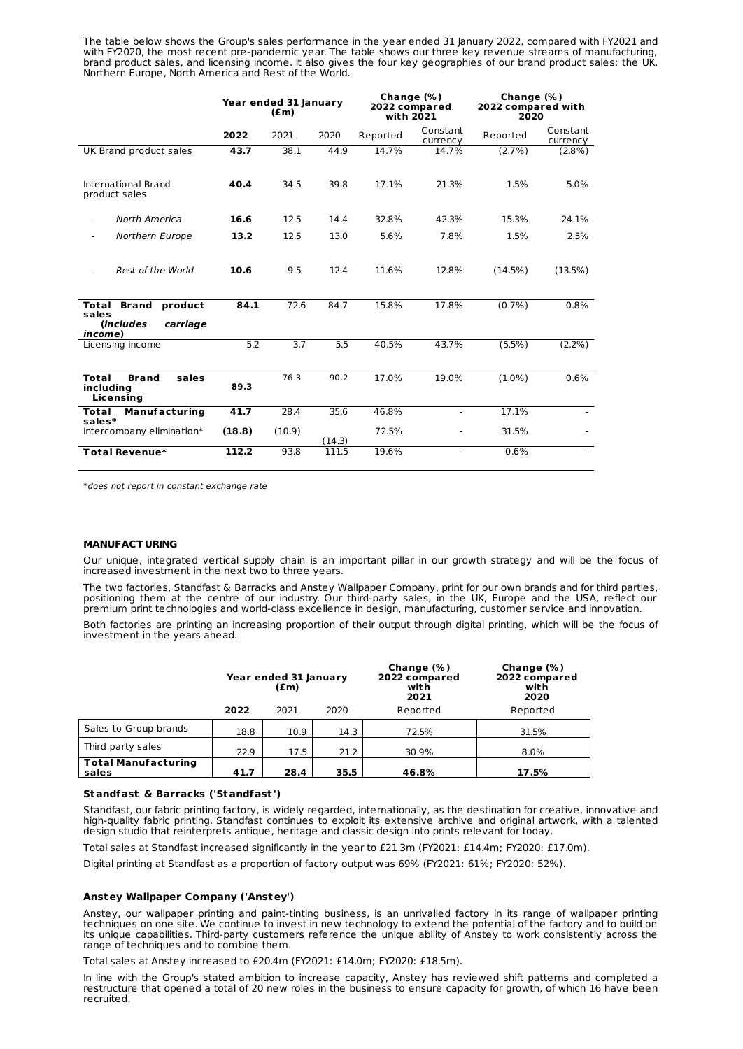The table below shows the Group's sales performance in the year ended 31 January 2022, compared with FY2021 and with FY2020, the most recent pre-pandemic year. The table shows our three key revenue streams of manufacturing, brand product sales, and licensing income. It also gives the four key geographies of our brand product sales: the UK, Northern Europe, North America and Rest of the World.

| | Year ended 31 January (£m) | | | Change (%) 2022 compared with 2021 | | Change (%) 2022 compared with 2020 | |
|---|---|---|---|---|---|---|---|
| | **2022** | 2021 | 2020 | Reported | Constant currency | Reported | Constant currency |
| UK Brand product sales | **43.7** | 38.1 | 44.9 | 14.7% | 14.7% | (2.7%) | (2.8%) |
| International Brand product sales | **40.4** | 34.5 | 39.8 | 17.1% | 21.3% | 1.5% | 5.0% |
| - *North America* | **16.6** | 12.5 | 14.4 | 32.8% | 42.3% | 15.3% | 24.1% |
| - *Northern Europe* | **13.2** | 12.5 | 13.0 | 5.6% | 7.8% | 1.5% | 2.5% |
| - *Rest of the World* | **10.6** | 9.5 | 12.4 | 11.6% | 12.8% | (14.5%) | (13.5%) |
| **Total Brand product sales (*includes carriage income*)** | **84.1** | 72.6 | 84.7 | 15.8% | 17.8% | (0.7%) | 0.8% |
| Licensing income | 5.2 | 3.7 | 5.5 | 40.5% | 43.7% | (5.5%) | (2.2%) |
| **Total Brand sales including Licensing** | **89.3** | 76.3 | 90.2 | 17.0% | 19.0% | (1.0%) | 0.6% |
| **Total Manufacturing sales*** | **41.7** | 28.4 | 35.6 | 46.8% | - | 17.1% | - |
| Intercompany elimination* | **(18.8)** | (10.9) | (14.3) | 72.5% | - | 31.5% | - |
| **Total Revenue*** | **112.2** | 93.8 | 111.5 | 19.6% | - | 0.6% | - |

*\*does not report in constant exchange rate*

**MANUFACTURING**

Our unique, integrated vertical supply chain is an important pillar in our growth strategy and will be the focus of increased investment in the next two to three years.

The two factories, Standfast & Barracks and Anstey Wallpaper Company, print for our own brands and for third parties, positioning them at the centre of our industry. Our third-party sales, in the UK, Europe and the USA, reflect our premium print technologies and world-class excellence in design, manufacturing, customer service and innovation.

Both factories are printing an increasing proportion of their output through digital printing, which will be the focus of investment in the years ahead.

| | Year ended 31 January (£m) | | | Change (%) 2022 compared with 2021 | Change (%) 2022 compared with 2020 |
|---|---|---|---|---|---|
| | **2022** | 2021 | 2020 | Reported | Reported |
| Sales to Group brands | 18.8 | 10.9 | 14.3 | 72.5% | 31.5% |
| Third party sales | 22.9 | 17.5 | 21.2 | 30.9% | 8.0% |
| **Total Manufacturing sales** | **41.7** | **28.4** | **35.5** | **46.8%** | **17.5%** |

**Standfast & Barracks ('Standfast')**

Standfast, our fabric printing factory, is widely regarded, internationally, as the destination for creative, innovative and high-quality fabric printing. Standfast continues to exploit its extensive archive and original artwork, with a talented design studio that reinterprets antique, heritage and classic design into prints relevant for today.

Total sales at Standfast increased significantly in the year to £21.3m (FY2021: £14.4m; FY2020: £17.0m).

Digital printing at Standfast as a proportion of factory output was 69% (FY2021: 61%; FY2020: 52%).

**Anstey Wallpaper Company ('Anstey')**

Anstey, our wallpaper printing and paint-tinting business, is an unrivalled factory in its range of wallpaper printing techniques on one site. We continue to invest in new technology to extend the potential of the factory and to build on its unique capabilities. Third-party customers reference the unique ability of Anstey to work consistently across the range of techniques and to combine them.

Total sales at Anstey increased to £20.4m (FY2021: £14.0m; FY2020: £18.5m).

In line with the Group's stated ambition to increase capacity, Anstey has reviewed shift patterns and completed a restructure that opened a total of 20 new roles in the business to ensure capacity for growth, of which 16 have been recruited.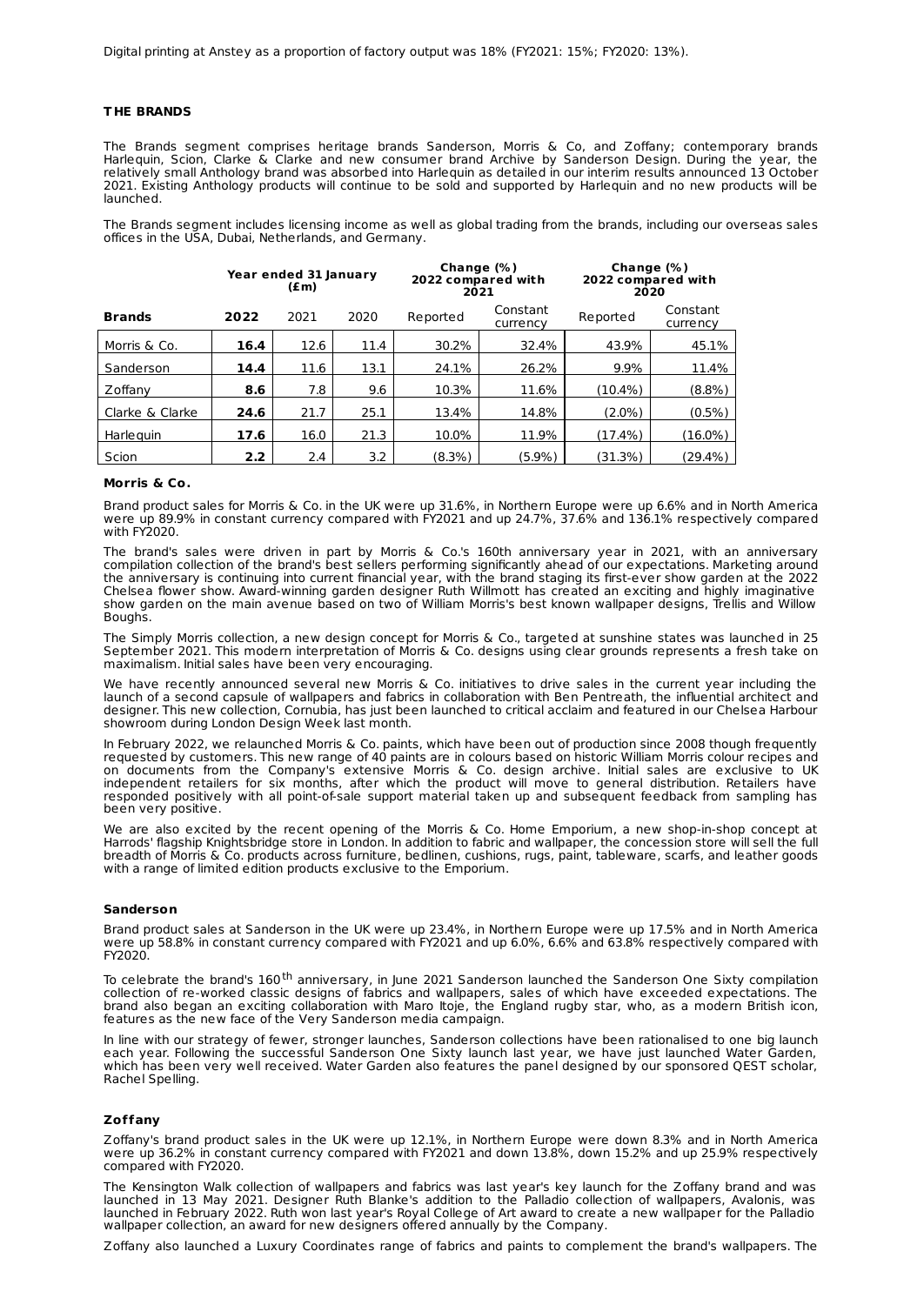Digital printing at Anstey as a proportion of factory output was 18% (FY2021: 15%; FY2020: 13%).

## THE BRANDS

The Brands segment comprises heritage brands Sanderson, Morris & Co, and Zoffany; contemporary brands Harlequin, Scion, Clarke & Clarke and new consumer brand Archive by Sanderson Design. During the year, the relatively small Anthology brand was absorbed into Harlequin as detailed in our interim results announced 13 October 2021. Existing Anthology products will continue to be sold and supported by Harlequin and no new products will be launched.

The Brands segment includes licensing income as well as global trading from the brands, including our overseas sales offices in the USA, Dubai, Netherlands, and Germany.

| | Year ended 31 January (£m) | | | Change (%) 2022 compared with 2021 | | Change (%) 2022 compared with 2020 | |
|---|---|---|---|---|---|---|---|
| **Brands** | **2022** | 2021 | 2020 | Reported | Constant currency | Reported | Constant currency |
| Morris & Co. | **16.4** | 12.6 | 11.4 | 30.2% | 32.4% | 43.9% | 45.1% |
| Sanderson | **14.4** | 11.6 | 13.1 | 24.1% | 26.2% | 9.9% | 11.4% |
| Zoffany | **8.6** | 7.8 | 9.6 | 10.3% | 11.6% | (10.4%) | (8.8%) |
| Clarke & Clarke | **24.6** | 21.7 | 25.1 | 13.4% | 14.8% | (2.0%) | (0.5%) |
| Harlequin | **17.6** | 16.0 | 21.3 | 10.0% | 11.9% | (17.4%) | (16.0%) |
| Scion | **2.2** | 2.4 | 3.2 | (8.3%) | (5.9%) | (31.3%) | (29.4%) |

### Morris & Co.

Brand product sales for Morris & Co. in the UK were up 31.6%, in Northern Europe were up 6.6% and in North America were up 89.9% in constant currency compared with FY2021 and up 24.7%, 37.6% and 136.1% respectively compared with FY2020.

The brand's sales were driven in part by Morris & Co.'s 160th anniversary year in 2021, with an anniversary compilation collection of the brand's best sellers performing significantly ahead of our expectations. Marketing around the anniversary is continuing into current financial year, with the brand staging its first-ever show garden at the 2022 Chelsea flower show. Award-winning garden designer Ruth Willmott has created an exciting and highly imaginative show garden on the main avenue based on two of William Morris's best known wallpaper designs, Trellis and Willow Boughs.

The Simply Morris collection, a new design concept for Morris & Co., targeted at sunshine states was launched in 25 September 2021. This modern interpretation of Morris & Co. designs using clear grounds represents a fresh take on maximalism. Initial sales have been very encouraging.

We have recently announced several new Morris & Co. initiatives to drive sales in the current year including the launch of a second capsule of wallpapers and fabrics in collaboration with Ben Pentreath, the influential architect and designer. This new collection, Cornubia, has just been launched to critical acclaim and featured in our Chelsea Harbour showroom during London Design Week last month.

In February 2022, we relaunched Morris & Co. paints, which have been out of production since 2008 though frequently requested by customers. This new range of 40 paints are in colours based on historic William Morris colour recipes and on documents from the Company's extensive Morris & Co. design archive. Initial sales are exclusive to UK independent retailers for six months, after which the product will move to general distribution. Retailers have responded positively with all point-of-sale support material taken up and subsequent feedback from sampling has been very positive.

We are also excited by the recent opening of the Morris & Co. Home Emporium, a new shop-in-shop concept at Harrods' flagship Knightsbridge store in London. In addition to fabric and wallpaper, the concession store will sell the full breadth of Morris & Co. products across furniture, bedlinen, cushions, rugs, paint, tableware, scarfs, and leather goods with a range of limited edition products exclusive to the Emporium.

### Sanderson

Brand product sales at Sanderson in the UK were up 23.4%, in Northern Europe were up 17.5% and in North America were up 58.8% in constant currency compared with FY2021 and up 6.0%, 6.6% and 63.8% respectively compared with FY2020.

To celebrate the brand's 160th anniversary, in June 2021 Sanderson launched the Sanderson One Sixty compilation collection of re-worked classic designs of fabrics and wallpapers, sales of which have exceeded expectations. The brand also began an exciting collaboration with Maro Itoje, the England rugby star, who, as a modern British icon, features as the new face of the Very Sanderson media campaign.

In line with our strategy of fewer, stronger launches, Sanderson collections have been rationalised to one big launch each year. Following the successful Sanderson One Sixty launch last year, we have just launched Water Garden, which has been very well received. Water Garden also features the panel designed by our sponsored QEST scholar, Rachel Spelling.

### Zoffany

Zoffany's brand product sales in the UK were up 12.1%, in Northern Europe were down 8.3% and in North America were up 36.2% in constant currency compared with FY2021 and down 13.8%, down 15.2% and up 25.9% respectively compared with FY2020.

The Kensington Walk collection of wallpapers and fabrics was last year's key launch for the Zoffany brand and was launched in 13 May 2021. Designer Ruth Blanke's addition to the Palladio collection of wallpapers, Avalonis, was launched in February 2022. Ruth won last year's Royal College of Art award to create a new wallpaper for the Palladio wallpaper collection, an award for new designers offered annually by the Company.

Zoffany also launched a Luxury Coordinates range of fabrics and paints to complement the brand's wallpapers. The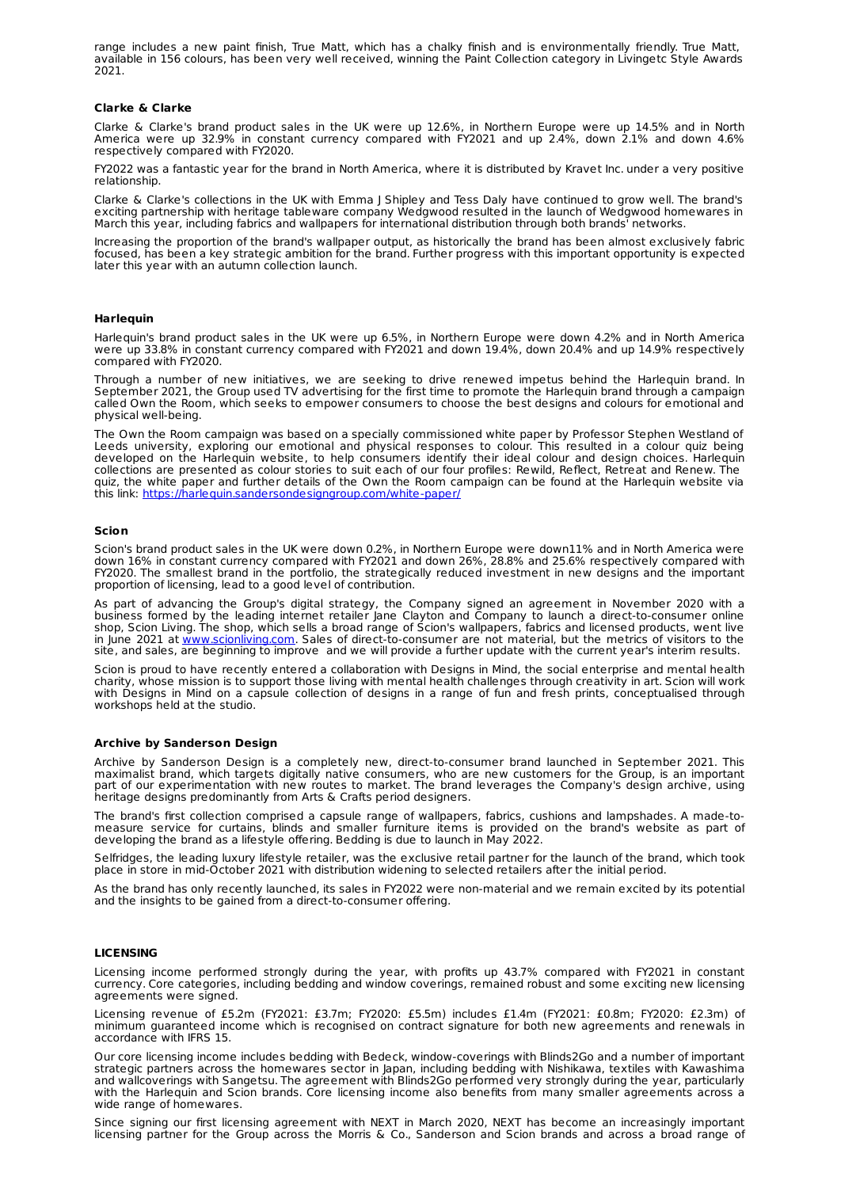range includes a new paint finish, True Matt, which has a chalky finish and is environmentally friendly. True Matt, available in 156 colours, has been very well received, winning the Paint Collection category in Livingetc Style Awards 2021.

**Clarke & Clarke**

Clarke & Clarke's brand product sales in the UK were up 12.6%, in Northern Europe were up 14.5% and in North America were up 32.9% in constant currency compared with FY2021 and up 2.4%, down 2.1% and down 4.6% respectively compared with FY2020.

FY2022 was a fantastic year for the brand in North America, where it is distributed by Kravet Inc. under a very positive relationship.

Clarke & Clarke's collections in the UK with Emma J Shipley and Tess Daly have continued to grow well. The brand's exciting partnership with heritage tableware company Wedgwood resulted in the launch of Wedgwood homewares in March this year, including fabrics and wallpapers for international distribution through both brands' networks.

Increasing the proportion of the brand's wallpaper output, as historically the brand has been almost exclusively fabric focused, has been a key strategic ambition for the brand. Further progress with this important opportunity is expected later this year with an autumn collection launch.

**Harlequin**

Harlequin's brand product sales in the UK were up 6.5%, in Northern Europe were down 4.2% and in North America were up 33.8% in constant currency compared with FY2021 and down 19.4%, down 20.4% and up 14.9% respectively compared with FY2020.

Through a number of new initiatives, we are seeking to drive renewed impetus behind the Harlequin brand. In September 2021, the Group used TV advertising for the first time to promote the Harlequin brand through a campaign called Own the Room, which seeks to empower consumers to choose the best designs and colours for emotional and physical well-being.

The Own the Room campaign was based on a specially commissioned white paper by Professor Stephen Westland of Leeds university, exploring our emotional and physical responses to colour. This resulted in a colour quiz being developed on the Harlequin website, to help consumers identify their ideal colour and design choices. Harlequin collections are presented as colour stories to suit each of our four profiles: Rewild, Reflect, Retreat and Renew. The quiz, the white paper and further details of the Own the Room campaign can be found at the Harlequin website via this link: https://harlequin.sandersondesigngroup.com/white-paper/

**Scion**

Scion's brand product sales in the UK were down 0.2%, in Northern Europe were down11% and in North America were down 16% in constant currency compared with FY2021 and down 26%, 28.8% and 25.6% respectively compared with FY2020. The smallest brand in the portfolio, the strategically reduced investment in new designs and the important proportion of licensing, lead to a good level of contribution.

As part of advancing the Group's digital strategy, the Company signed an agreement in November 2020 with a business formed by the leading internet retailer Jane Clayton and Company to launch a direct-to-consumer online shop, Scion Living. The shop, which sells a broad range of Scion's wallpapers, fabrics and licensed products, went live in June 2021 at www.scionliving.com. Sales of direct-to-consumer are not material, but the metrics of visitors to the site, and sales, are beginning to improve and we will provide a further update with the current year's interim results.

Scion is proud to have recently entered a collaboration with Designs in Mind, the social enterprise and mental health charity, whose mission is to support those living with mental health challenges through creativity in art. Scion will work with Designs in Mind on a capsule collection of designs in a range of fun and fresh prints, conceptualised through workshops held at the studio.

**Archive by Sanderson Design**

Archive by Sanderson Design is a completely new, direct-to-consumer brand launched in September 2021. This maximalist brand, which targets digitally native consumers, who are new customers for the Group, is an important part of our experimentation with new routes to market. The brand leverages the Company's design archive, using heritage designs predominantly from Arts & Crafts period designers.

The brand's first collection comprised a capsule range of wallpapers, fabrics, cushions and lampshades. A made-to-measure service for curtains, blinds and smaller furniture items is provided on the brand's website as part of developing the brand as a lifestyle offering. Bedding is due to launch in May 2022.

Selfridges, the leading luxury lifestyle retailer, was the exclusive retail partner for the launch of the brand, which took place in store in mid-October 2021 with distribution widening to selected retailers after the initial period.

As the brand has only recently launched, its sales in FY2022 were non-material and we remain excited by its potential and the insights to be gained from a direct-to-consumer offering.

**LICENSING**

Licensing income performed strongly during the year, with profits up 43.7% compared with FY2021 in constant currency. Core categories, including bedding and window coverings, remained robust and some exciting new licensing agreements were signed.

Licensing revenue of £5.2m (FY2021: £3.7m; FY2020: £5.5m) includes £1.4m (FY2021: £0.8m; FY2020: £2.3m) of minimum guaranteed income which is recognised on contract signature for both new agreements and renewals in accordance with IFRS 15.

Our core licensing income includes bedding with Bedeck, window-coverings with Blinds2Go and a number of important strategic partners across the homewares sector in Japan, including bedding with Nishikawa, textiles with Kawashima and wallcoverings with Sangetsu. The agreement with Blinds2Go performed very strongly during the year, particularly with the Harlequin and Scion brands. Core licensing income also benefits from many smaller agreements across a wide range of homewares.

Since signing our first licensing agreement with NEXT in March 2020, NEXT has become an increasingly important licensing partner for the Group across the Morris & Co., Sanderson and Scion brands and across a broad range of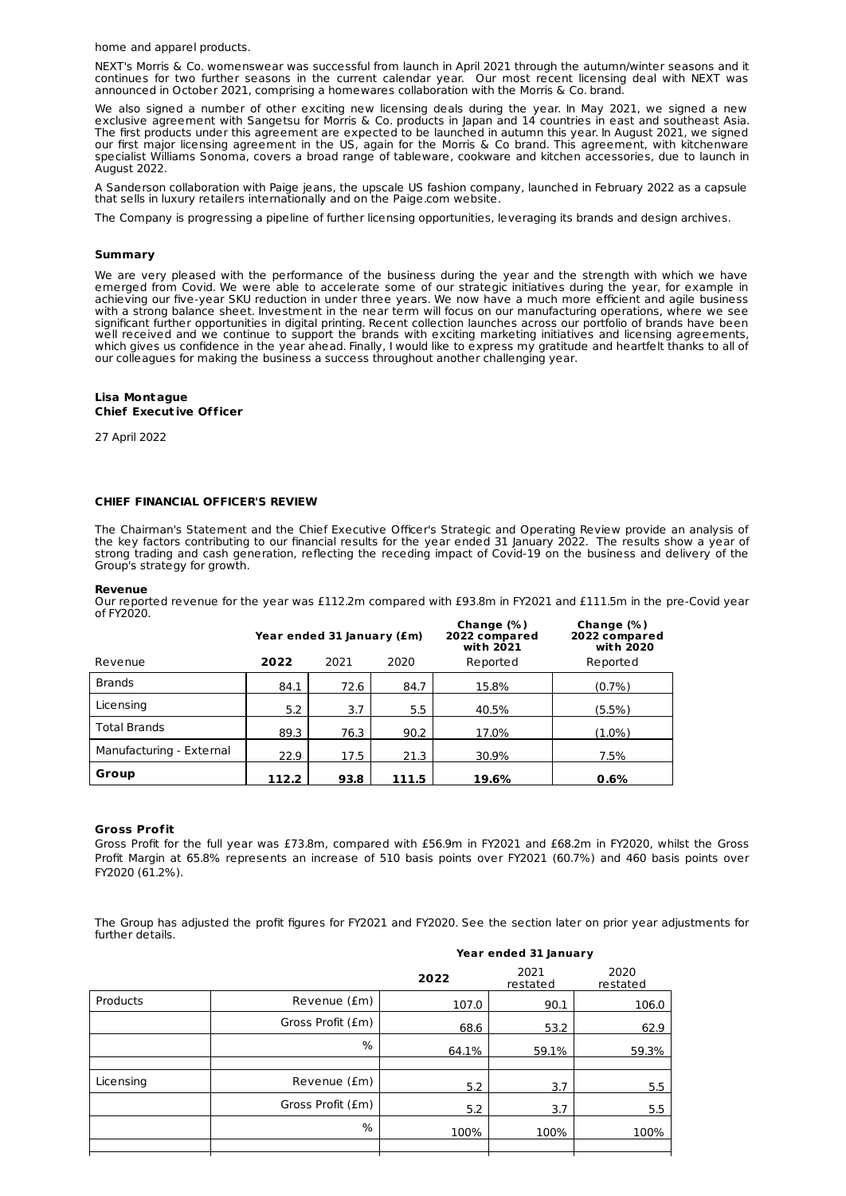home and apparel products.

NEXT's Morris & Co. womenswear was successful from launch in April 2021 through the autumn/winter seasons and it continues for two further seasons in the current calendar year. Our most recent licensing deal with NEXT was announced in October 2021, comprising a homewares collaboration with the Morris & Co. brand.

We also signed a number of other exciting new licensing deals during the year. In May 2021, we signed a new exclusive agreement with Sangetsu for Morris & Co. products in Japan and 14 countries in east and southeast Asia. The first products under this agreement are expected to be launched in autumn this year. In August 2021, we signed our first major licensing agreement in the US, again for the Morris & Co brand. This agreement, with kitchenware specialist Williams Sonoma, covers a broad range of tableware, cookware and kitchen accessories, due to launch in August 2022.

A Sanderson collaboration with Paige jeans, the upscale US fashion company, launched in February 2022 as a capsule that sells in luxury retailers internationally and on the Paige.com website.

The Company is progressing a pipeline of further licensing opportunities, leveraging its brands and design archives.

**Summary**

We are very pleased with the performance of the business during the year and the strength with which we have emerged from Covid. We were able to accelerate some of our strategic initiatives during the year, for example in achieving our five-year SKU reduction in under three years. We now have a much more efficient and agile business with a strong balance sheet. Investment in the near term will focus on our manufacturing operations, where we see significant further opportunities in digital printing. Recent collection launches across our portfolio of brands have been well received and we continue to support the brands with exciting marketing initiatives and licensing agreements, which gives us confidence in the year ahead. Finally, I would like to express my gratitude and heartfelt thanks to all of our colleagues for making the business a success throughout another challenging year.

**Lisa Montague**
**Chief Executive Officer**

27 April 2022

## CHIEF FINANCIAL OFFICER'S REVIEW

The Chairman's Statement and the Chief Executive Officer's Strategic and Operating Review provide an analysis of the key factors contributing to our financial results for the year ended 31 January 2022. The results show a year of strong trading and cash generation, reflecting the receding impact of Covid-19 on the business and delivery of the Group's strategy for growth.

**Revenue**
Our reported revenue for the year was £112.2m compared with £93.8m in FY2021 and £111.5m in the pre-Covid year of FY2020.

| | Year ended 31 January (£m) | | | Change (%) 2022 compared with 2021 | Change (%) 2022 compared with 2020 |
|---|---|---|---|---|---|
| Revenue | **2022** | 2021 | 2020 | Reported | Reported |
| Brands | 84.1 | 72.6 | 84.7 | 15.8% | (0.7%) |
| Licensing | 5.2 | 3.7 | 5.5 | 40.5% | (5.5%) |
| Total Brands | 89.3 | 76.3 | 90.2 | 17.0% | (1.0%) |
| Manufacturing - External | 22.9 | 17.5 | 21.3 | 30.9% | 7.5% |
| **Group** | **112.2** | **93.8** | **111.5** | **19.6%** | **0.6%** |

**Gross Profit**
Gross Profit for the full year was £73.8m, compared with £56.9m in FY2021 and £68.2m in FY2020, whilst the Gross Profit Margin at 65.8% represents an increase of 510 basis points over FY2021 (60.7%) and 460 basis points over FY2020 (61.2%).

The Group has adjusted the profit figures for FY2021 and FY2020. See the section later on prior year adjustments for further details.

| | | Year ended 31 January | | |
|---|---|---|---|---|
| | | **2022** | 2021 restated | 2020 restated |
| Products | Revenue (£m) | 107.0 | 90.1 | 106.0 |
| | Gross Profit (£m) | 68.6 | 53.2 | 62.9 |
| | % | 64.1% | 59.1% | 59.3% |
| | | | | |
| Licensing | Revenue (£m) | 5.2 | 3.7 | 5.5 |
| | Gross Profit (£m) | 5.2 | 3.7 | 5.5 |
| | % | 100% | 100% | 100% |
| | | | | |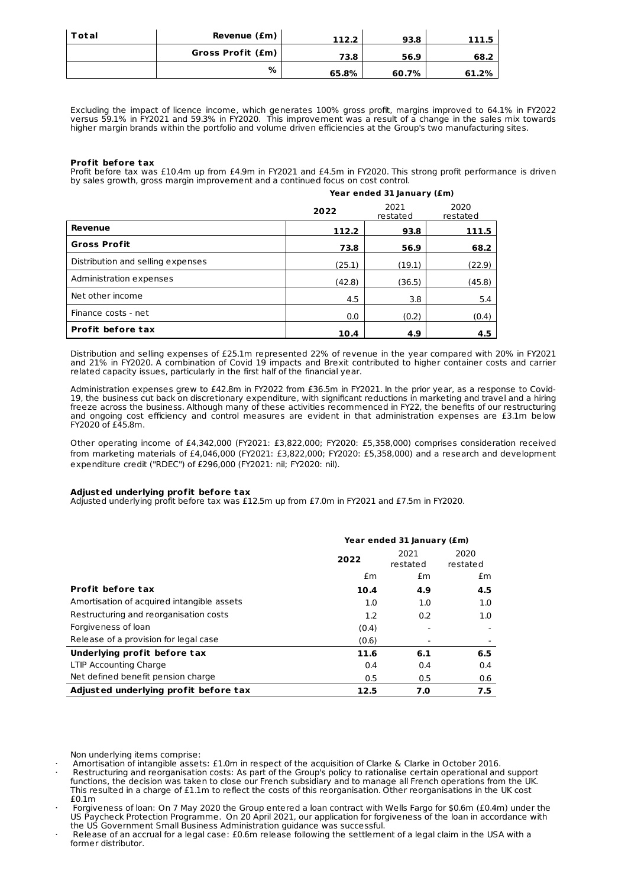| Total | Revenue (£m) | 112.2 | 93.8 | 111.5 |
|---|---|---|---|---|
| | Gross Profit (£m) | 73.8 | 56.9 | 68.2 |
| | % | 65.8% | 60.7% | 61.2% |

Excluding the impact of licence income, which generates 100% gross profit, margins improved to 64.1% in FY2022 versus 59.1% in FY2021 and 59.3% in FY2020. This improvement was a result of a change in the sales mix towards higher margin brands within the portfolio and volume driven efficiencies at the Group's two manufacturing sites.

**Profit before tax**

Profit before tax was £10.4m up from £4.9m in FY2021 and £4.5m in FY2020. This strong profit performance is driven by sales growth, gross margin improvement and a continued focus on cost control.

| | Year ended 31 January (£m) | | |
|---|---|---|---|
| | **2022** | 2021 restated | 2020 restated |
| **Revenue** | **112.2** | **93.8** | **111.5** |
| **Gross Profit** | **73.8** | **56.9** | **68.2** |
| Distribution and selling expenses | (25.1) | (19.1) | (22.9) |
| Administration expenses | (42.8) | (36.5) | (45.8) |
| Net other income | 4.5 | 3.8 | 5.4 |
| Finance costs - net | 0.0 | (0.2) | (0.4) |
| **Profit before tax** | **10.4** | **4.9** | **4.5** |

Distribution and selling expenses of £25.1m represented 22% of revenue in the year compared with 20% in FY2021 and 21% in FY2020. A combination of Covid 19 impacts and Brexit contributed to higher container costs and carrier related capacity issues, particularly in the first half of the financial year.

Administration expenses grew to £42.8m in FY2022 from £36.5m in FY2021. In the prior year, as a response to Covid-19, the business cut back on discretionary expenditure, with significant reductions in marketing and travel and a hiring freeze across the business. Although many of these activities recommenced in FY22, the benefits of our restructuring and ongoing cost efficiency and control measures are evident in that administration expenses are £3.1m below FY2020 of £45.8m.

Other operating income of £4,342,000 (FY2021: £3,822,000; FY2020: £5,358,000) comprises consideration received from marketing materials of £4,046,000 (FY2021: £3,822,000; FY2020: £5,358,000) and a research and development expenditure credit ("RDEC") of £296,000 (FY2021: nil; FY2020: nil).

**Adjusted underlying profit before tax**

Adjusted underlying profit before tax was £12.5m up from £7.0m in FY2021 and £7.5m in FY2020.

| | Year ended 31 January (£m) | | |
|---|---|---|---|
| | **2022** | 2021 restated | 2020 restated |
| | £m | £m | £m |
| **Profit before tax** | **10.4** | **4.9** | **4.5** |
| Amortisation of acquired intangible assets | 1.0 | 1.0 | 1.0 |
| Restructuring and reorganisation costs | 1.2 | 0.2 | 1.0 |
| Forgiveness of loan | (0.4) | - | - |
| Release of a provision for legal case | (0.6) | - | - |
| **Underlying profit before tax** | **11.6** | **6.1** | **6.5** |
| LTIP Accounting Charge | 0.4 | 0.4 | 0.4 |
| Net defined benefit pension charge | 0.5 | 0.5 | 0.6 |
| **Adjusted underlying profit before tax** | **12.5** | **7.0** | **7.5** |

Non underlying items comprise:

- Amortisation of intangible assets: £1.0m in respect of the acquisition of Clarke & Clarke in October 2016.
- Restructuring and reorganisation costs: As part of the Group's policy to rationalise certain operational and support functions, the decision was taken to close our French subsidiary and to manage all French operations from the UK. This resulted in a charge of £1.1m to reflect the costs of this reorganisation. Other reorganisations in the UK cost £0.1m
- Forgiveness of loan: On 7 May 2020 the Group entered a loan contract with Wells Fargo for $0.6m (£0.4m) under the US Paycheck Protection Programme. On 20 April 2021, our application for forgiveness of the loan in accordance with the US Government Small Business Administration guidance was successful.
- Release of an accrual for a legal case: £0.6m release following the settlement of a legal claim in the USA with a former distributor.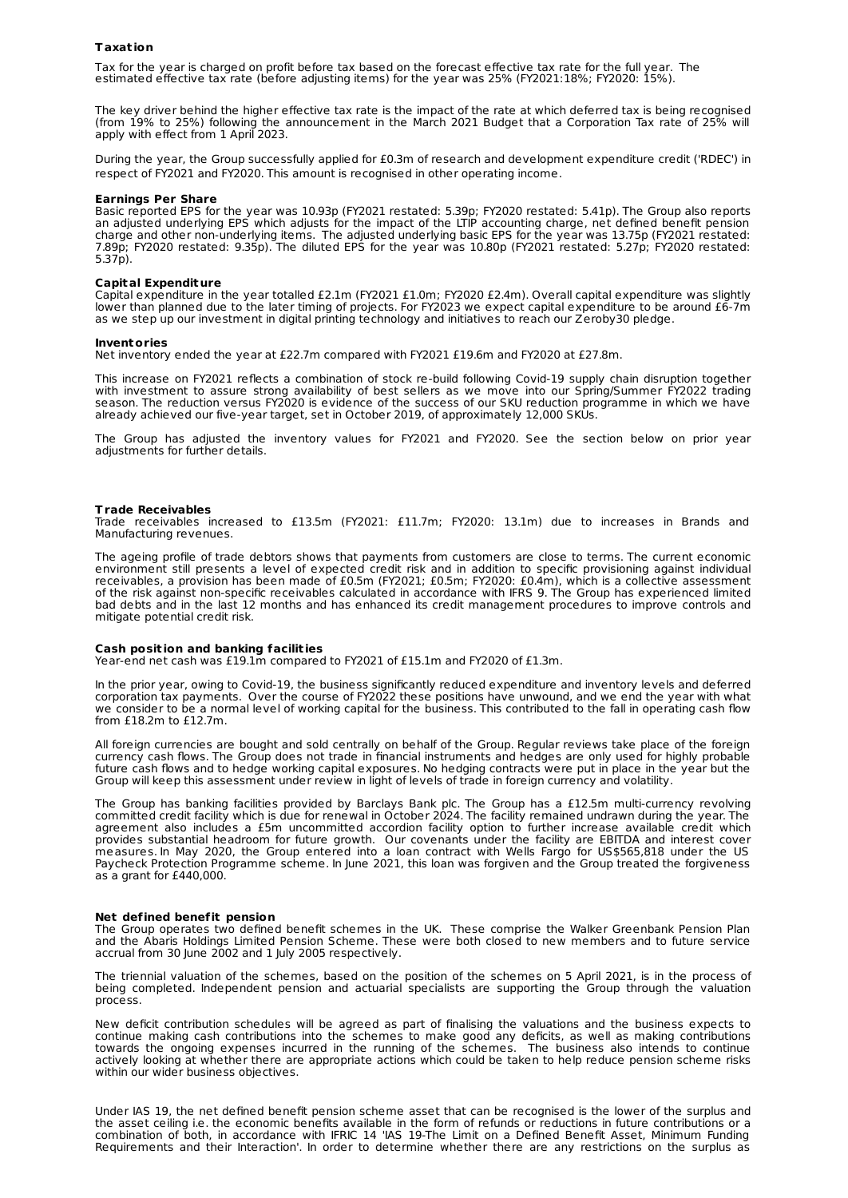**Taxation**

Tax for the year is charged on profit before tax based on the forecast effective tax rate for the full year. The estimated effective tax rate (before adjusting items) for the year was 25% (FY2021:18%; FY2020: 15%).

The key driver behind the higher effective tax rate is the impact of the rate at which deferred tax is being recognised (from 19% to 25%) following the announcement in the March 2021 Budget that a Corporation Tax rate of 25% will apply with effect from 1 April 2023.

During the year, the Group successfully applied for £0.3m of research and development expenditure credit ('RDEC') in respect of FY2021 and FY2020. This amount is recognised in other operating income.

**Earnings Per Share**

Basic reported EPS for the year was 10.93p (FY2021 restated: 5.39p; FY2020 restated: 5.41p). The Group also reports an adjusted underlying EPS which adjusts for the impact of the LTIP accounting charge, net defined benefit pension charge and other non-underlying items. The adjusted underlying basic EPS for the year was 13.75p (FY2021 restated: 7.89p; FY2020 restated: 9.35p). The diluted EPS for the year was 10.80p (FY2021 restated: 5.27p; FY2020 restated: 5.37p).

**Capital Expenditure**

Capital expenditure in the year totalled £2.1m (FY2021 £1.0m; FY2020 £2.4m). Overall capital expenditure was slightly lower than planned due to the later timing of projects. For FY2023 we expect capital expenditure to be around £6-7m as we step up our investment in digital printing technology and initiatives to reach our Zeroby30 pledge.

**Inventories**

Net inventory ended the year at £22.7m compared with FY2021 £19.6m and FY2020 at £27.8m.

This increase on FY2021 reflects a combination of stock re-build following Covid-19 supply chain disruption together with investment to assure strong availability of best sellers as we move into our Spring/Summer FY2022 trading season. The reduction versus FY2020 is evidence of the success of our SKU reduction programme in which we have already achieved our five-year target, set in October 2019, of approximately 12,000 SKUs.

The Group has adjusted the inventory values for FY2021 and FY2020. See the section below on prior year adjustments for further details.

**Trade Receivables**

Trade receivables increased to £13.5m (FY2021: £11.7m; FY2020: 13.1m) due to increases in Brands and Manufacturing revenues.

The ageing profile of trade debtors shows that payments from customers are close to terms. The current economic environment still presents a level of expected credit risk and in addition to specific provisioning against individual receivables, a provision has been made of £0.5m (FY2021; £0.5m; FY2020: £0.4m), which is a collective assessment of the risk against non-specific receivables calculated in accordance with IFRS 9. The Group has experienced limited bad debts and in the last 12 months and has enhanced its credit management procedures to improve controls and mitigate potential credit risk.

**Cash position and banking facilities**

Year-end net cash was £19.1m compared to FY2021 of £15.1m and FY2020 of £1.3m.

In the prior year, owing to Covid-19, the business significantly reduced expenditure and inventory levels and deferred corporation tax payments. Over the course of FY2022 these positions have unwound, and we end the year with what we consider to be a normal level of working capital for the business. This contributed to the fall in operating cash flow from £18.2m to £12.7m.

All foreign currencies are bought and sold centrally on behalf of the Group. Regular reviews take place of the foreign currency cash flows. The Group does not trade in financial instruments and hedges are only used for highly probable future cash flows and to hedge working capital exposures. No hedging contracts were put in place in the year but the Group will keep this assessment under review in light of levels of trade in foreign currency and volatility.

The Group has banking facilities provided by Barclays Bank plc. The Group has a £12.5m multi-currency revolving committed credit facility which is due for renewal in October 2024. The facility remained undrawn during the year. The agreement also includes a £5m uncommitted accordion facility option to further increase available credit which provides substantial headroom for future growth. Our covenants under the facility are EBITDA and interest cover measures. In May 2020, the Group entered into a loan contract with Wells Fargo for US$565,818 under the US Paycheck Protection Programme scheme. In June 2021, this loan was forgiven and the Group treated the forgiveness as a grant for £440,000.

**Net defined benefit pension**

The Group operates two defined benefit schemes in the UK. These comprise the Walker Greenbank Pension Plan and the Abaris Holdings Limited Pension Scheme. These were both closed to new members and to future service accrual from 30 June 2002 and 1 July 2005 respectively.

The triennial valuation of the schemes, based on the position of the schemes on 5 April 2021, is in the process of being completed. Independent pension and actuarial specialists are supporting the Group through the valuation process.

New deficit contribution schedules will be agreed as part of finalising the valuations and the business expects to continue making cash contributions into the schemes to make good any deficits, as well as making contributions towards the ongoing expenses incurred in the running of the schemes. The business also intends to continue actively looking at whether there are appropriate actions which could be taken to help reduce pension scheme risks within our wider business objectives.

Under IAS 19, the net defined benefit pension scheme asset that can be recognised is the lower of the surplus and the asset ceiling i.e. the economic benefits available in the form of refunds or reductions in future contributions or a combination of both, in accordance with IFRIC 14 'IAS 19-The Limit on a Defined Benefit Asset, Minimum Funding Requirements and their Interaction'. In order to determine whether there are any restrictions on the surplus as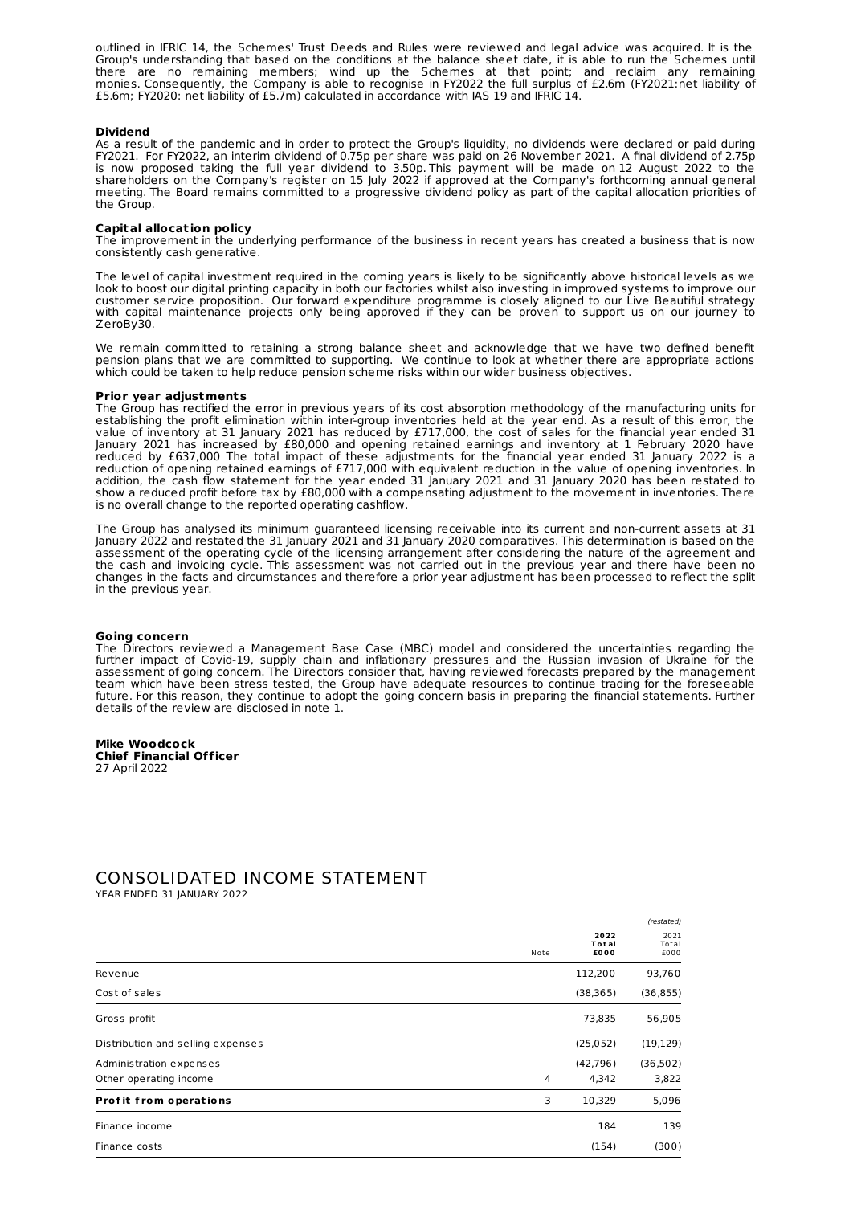outlined in IFRIC 14, the Schemes' Trust Deeds and Rules were reviewed and legal advice was acquired. It is the Group's understanding that based on the conditions at the balance sheet date, it is able to run the Schemes until there are no remaining members; wind up the Schemes at that point; and reclaim any remaining monies. Consequently, the Company is able to recognise in FY2022 the full surplus of £2.6m (FY2021:net liability of £5.6m; FY2020: net liability of £5.7m) calculated in accordance with IAS 19 and IFRIC 14.

**Dividend**

As a result of the pandemic and in order to protect the Group's liquidity, no dividends were declared or paid during FY2021. For FY2022, an interim dividend of 0.75p per share was paid on 26 November 2021. A final dividend of 2.75p is now proposed taking the full year dividend to 3.50p. This payment will be made on 12 August 2022 to the shareholders on the Company's register on 15 July 2022 if approved at the Company's forthcoming annual general meeting. The Board remains committed to a progressive dividend policy as part of the capital allocation priorities of the Group.

**Capital allocation policy**

The improvement in the underlying performance of the business in recent years has created a business that is now consistently cash generative.

The level of capital investment required in the coming years is likely to be significantly above historical levels as we look to boost our digital printing capacity in both our factories whilst also investing in improved systems to improve our customer service proposition. Our forward expenditure programme is closely aligned to our Live Beautiful strategy with capital maintenance projects only being approved if they can be proven to support us on our journey to ZeroBy30.

We remain committed to retaining a strong balance sheet and acknowledge that we have two defined benefit pension plans that we are committed to supporting. We continue to look at whether there are appropriate actions which could be taken to help reduce pension scheme risks within our wider business objectives.

**Prior year adjustments**

The Group has rectified the error in previous years of its cost absorption methodology of the manufacturing units for establishing the profit elimination within inter-group inventories held at the year end. As a result of this error, the value of inventory at 31 January 2021 has reduced by £717,000, the cost of sales for the financial year ended 31 January 2021 has increased by £80,000 and opening retained earnings and inventory at 1 February 2020 have reduced by £637,000 The total impact of these adjustments for the financial year ended 31 January 2022 is a reduction of opening retained earnings of £717,000 with equivalent reduction in the value of opening inventories. In addition, the cash flow statement for the year ended 31 January 2021 and 31 January 2020 has been restated to show a reduced profit before tax by £80,000 with a compensating adjustment to the movement in inventories. There is no overall change to the reported operating cashflow.

The Group has analysed its minimum guaranteed licensing receivable into its current and non-current assets at 31 January 2022 and restated the 31 January 2021 and 31 January 2020 comparatives. This determination is based on the assessment of the operating cycle of the licensing arrangement after considering the nature of the agreement and the cash and invoicing cycle. This assessment was not carried out in the previous year and there have been no changes in the facts and circumstances and therefore a prior year adjustment has been processed to reflect the split in the previous year.

**Going concern**

The Directors reviewed a Management Base Case (MBC) model and considered the uncertainties regarding the further impact of Covid-19, supply chain and inflationary pressures and the Russian invasion of Ukraine for the assessment of going concern. The Directors consider that, having reviewed forecasts prepared by the management team which have been stress tested, the Group have adequate resources to continue trading for the foreseeable future. For this reason, they continue to adopt the going concern basis in preparing the financial statements. Further details of the review are disclosed in note 1.

**Mike Woodcock**
**Chief Financial Officer**
27 April 2022

# CONSOLIDATED INCOME STATEMENT

YEAR ENDED 31 JANUARY 2022

| | Note | **2022 Total £000** | *(restated)* 2021 Total £000 |
|---|---|---|---|
| Revenue | | 112,200 | 93,760 |
| Cost of sales | | (38,365) | (36,855) |
| Gross profit | | 73,835 | 56,905 |
| Distribution and selling expenses | | (25,052) | (19,129) |
| Administration expenses | | (42,796) | (36,502) |
| Other operating income | 4 | 4,342 | 3,822 |
| **Profit from operations** | 3 | 10,329 | 5,096 |
| Finance income | | 184 | 139 |
| Finance costs | | (154) | (300) |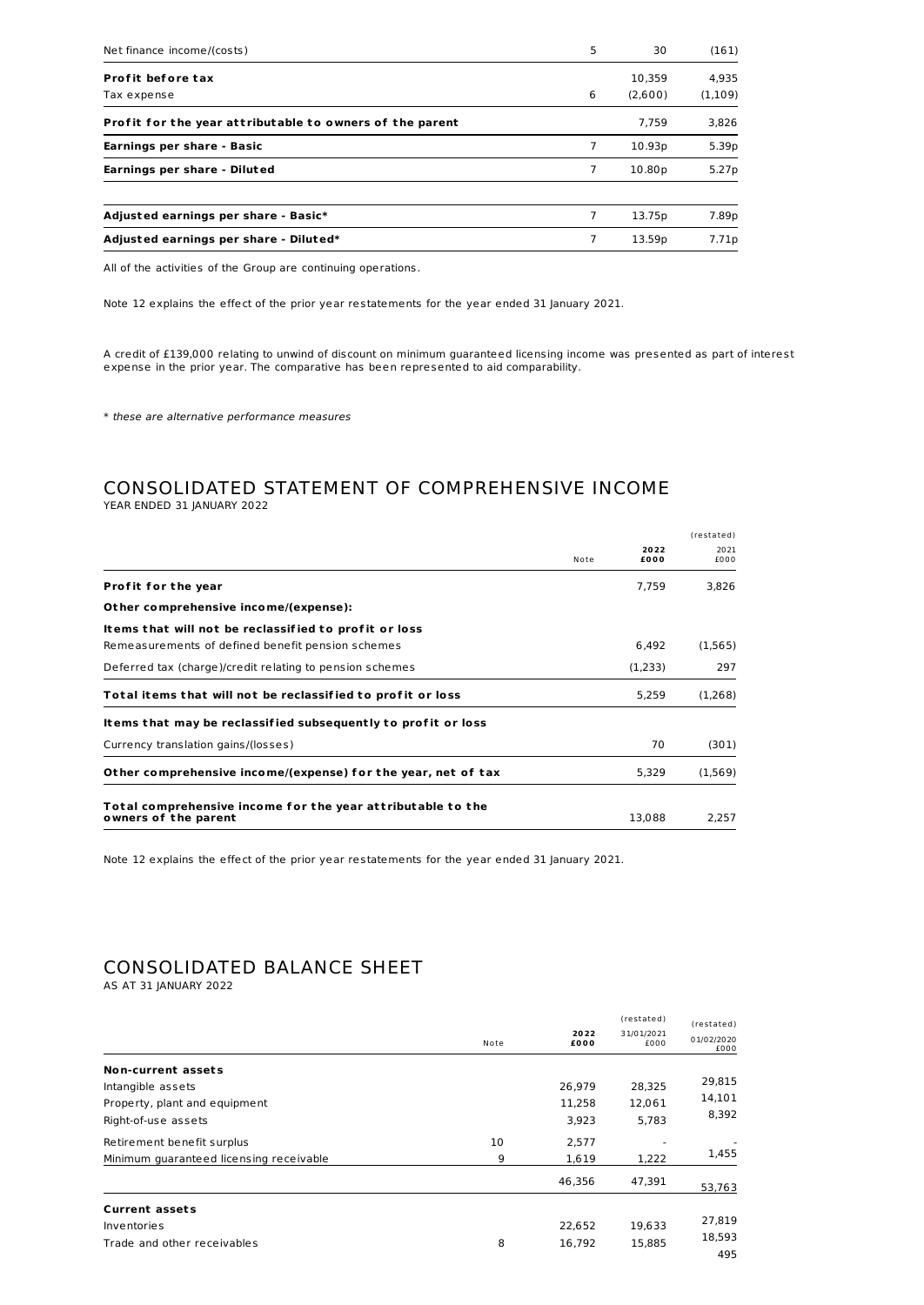| | | | |
|---|---|---|---|
| Net finance income/(costs) | 5 | 30 | (161) |
| **Profit before tax** | | 10,359 | 4,935 |
| Tax expense | 6 | (2,600) | (1,109) |
| **Profit for the year attributable to owners of the parent** | | 7,759 | 3,826 |
| **Earnings per share - Basic** | 7 | 10.93p | 5.39p |
| **Earnings per share - Diluted** | 7 | 10.80p | 5.27p |
| | | | |
| **Adjusted earnings per share - Basic*** | 7 | 13.75p | 7.89p |
| **Adjusted earnings per share - Diluted*** | 7 | 13.59p | 7.71p |

All of the activities of the Group are continuing operations.

Note 12 explains the effect of the prior year restatements for the year ended 31 January 2021.

A credit of £139,000 relating to unwind of discount on minimum guaranteed licensing income was presented as part of interest expense in the prior year. The comparative has been represented to aid comparability.

*\* these are alternative performance measures*

# CONSOLIDATED STATEMENT OF COMPREHENSIVE INCOME

YEAR ENDED 31 JANUARY 2022

| | Note | 2022 £000 | (restated) 2021 £000 |
|---|---|---|---|
| **Profit for the year** | | 7,759 | 3,826 |
| **Other comprehensive income/(expense):** | | | |
| **Items that will not be reclassified to profit or loss** | | | |
| Remeasurements of defined benefit pension schemes | | 6,492 | (1,565) |
| Deferred tax (charge)/credit relating to pension schemes | | (1,233) | 297 |
| **Total items that will not be reclassified to profit or loss** | | 5,259 | (1,268) |
| **Items that may be reclassified subsequently to profit or loss** | | | |
| Currency translation gains/(losses) | | 70 | (301) |
| **Other comprehensive income/(expense) for the year, net of tax** | | 5,329 | (1,569) |
| **Total comprehensive income for the year attributable to the owners of the parent** | | 13,088 | 2,257 |

Note 12 explains the effect of the prior year restatements for the year ended 31 January 2021.

# CONSOLIDATED BALANCE SHEET

AS AT 31 JANUARY 2022

| | Note | 2022 £000 | (restated) 31/01/2021 £000 | (restated) 01/02/2020 £000 |
|---|---|---|---|---|
| **Non-current assets** | | | | |
| Intangible assets | | 26,979 | 28,325 | 29,815 |
| Property, plant and equipment | | 11,258 | 12,061 | 14,101 |
| Right-of-use assets | | 3,923 | 5,783 | 8,392 |
| Retirement benefit surplus | 10 | 2,577 | - | - |
| Minimum guaranteed licensing receivable | 9 | 1,619 | 1,222 | 1,455 |
| | | 46,356 | 47,391 | 53,763 |
| **Current assets** | | | | |
| Inventories | | 22,652 | 19,633 | 27,819 |
| Trade and other receivables | 8 | 16,792 | 15,885 | 18,593 |
| | | | | 495 |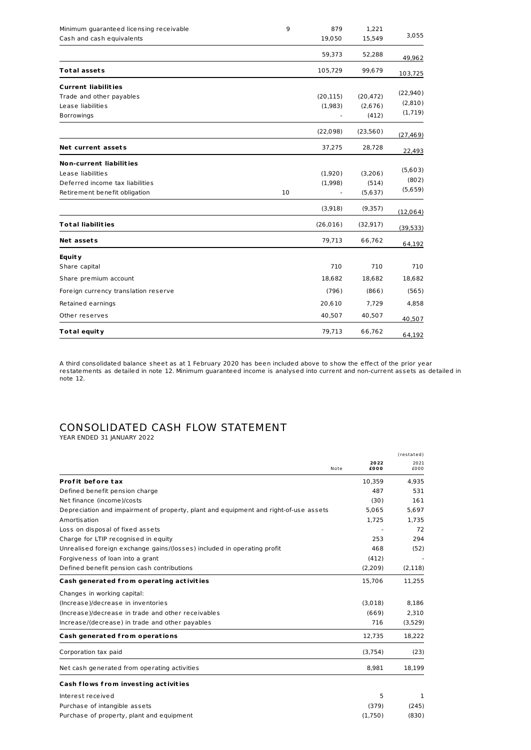| | Note | | | |
|---|---|---|---|---|
| Minimum guaranteed licensing receivable | 9 | 879 | 1,221 | |
| Cash and cash equivalents | | 19,050 | 15,549 | 3,055 |
| | | 59,373 | 52,288 | 49,962 |
| **Total assets** | | 105,729 | 99,679 | 103,725 |
| **Current liabilities** | | | | |
| Trade and other payables | | (20,115) | (20,472) | (22,940) |
| Lease liabilities | | (1,983) | (2,676) | (2,810) |
| Borrowings | | - | (412) | (1,719) |
| | | (22,098) | (23,560) | (27,469) |
| **Net current assets** | | 37,275 | 28,728 | 22,493 |
| **Non-current liabilities** | | | | |
| Lease liabilities | | (1,920) | (3,206) | (5,603) |
| Deferred income tax liabilities | | (1,998) | (514) | (802) |
| Retirement benefit obligation | 10 | - | (5,637) | (5,659) |
| | | (3,918) | (9,357) | (12,064) |
| **Total liabilities** | | (26,016) | (32,917) | (39,533) |
| **Net assets** | | 79,713 | 66,762 | 64,192 |
| **Equity** | | | | |
| Share capital | | 710 | 710 | 710 |
| Share premium account | | 18,682 | 18,682 | 18,682 |
| Foreign currency translation reserve | | (796) | (866) | (565) |
| Retained earnings | | 20,610 | 7,729 | 4,858 |
| Other reserves | | 40,507 | 40,507 | 40,507 |
| **Total equity** | | 79,713 | 66,762 | 64,192 |

A third consolidated balance sheet as at 1 February 2020 has been included above to show the effect of the prior year restatements as detailed in note 12. Minimum guaranteed income is analysed into current and non-current assets as detailed in note 12.

# CONSOLIDATED CASH FLOW STATEMENT

YEAR ENDED 31 JANUARY 2022

| | Note | 2022 £000 | (restated) 2021 £000 |
|---|---|---|---|
| **Profit before tax** | | 10,359 | 4,935 |
| Defined benefit pension charge | | 487 | 531 |
| Net finance (income)/costs | | (30) | 161 |
| Depreciation and impairment of property, plant and equipment and right-of-use assets | | 5,065 | 5,697 |
| Amortisation | | 1,725 | 1,735 |
| Loss on disposal of fixed assets | | - | 72 |
| Charge for LTIP recognised in equity | | 253 | 294 |
| Unrealised foreign exchange gains/(losses) included in operating profit | | 468 | (52) |
| Forgiveness of loan into a grant | | (412) | - |
| Defined benefit pension cash contributions | | (2,209) | (2,118) |
| **Cash generated from operating activities** | | 15,706 | 11,255 |
| Changes in working capital: | | | |
| (Increase)/decrease in inventories | | (3,018) | 8,186 |
| (Increase)/decrease in trade and other receivables | | (669) | 2,310 |
| Increase/(decrease) in trade and other payables | | 716 | (3,529) |
| **Cash generated from operations** | | 12,735 | 18,222 |
| Corporation tax paid | | (3,754) | (23) |
| Net cash generated from operating activities | | 8,981 | 18,199 |
| **Cash flows from investing activities** | | | |
| Interest received | | 5 | 1 |
| Purchase of intangible assets | | (379) | (245) |
| Purchase of property, plant and equipment | | (1,750) | (830) |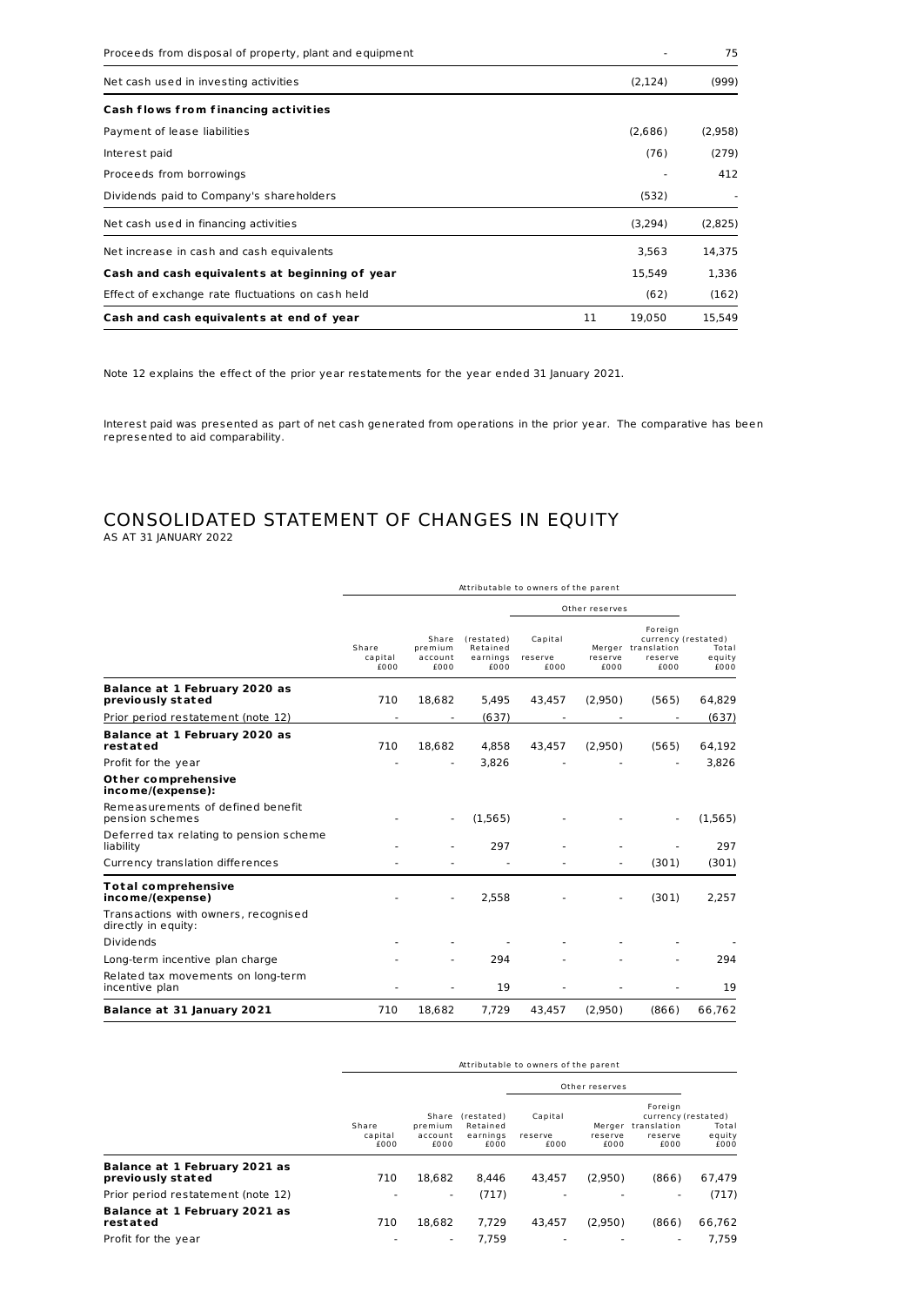| | Note | 2022 | 2021 |
|---|---|---|---|
| Proceeds from disposal of property, plant and equipment | | - | 75 |
| Net cash used in investing activities | | (2,124) | (999) |
| **Cash flows from financing activities** | | | |
| Payment of lease liabilities | | (2,686) | (2,958) |
| Interest paid | | (76) | (279) |
| Proceeds from borrowings | | - | 412 |
| Dividends paid to Company's shareholders | | (532) | - |
| Net cash used in financing activities | | (3,294) | (2,825) |
| Net increase in cash and cash equivalents | | 3,563 | 14,375 |
| **Cash and cash equivalents at beginning of year** | | 15,549 | 1,336 |
| Effect of exchange rate fluctuations on cash held | | (62) | (162) |
| **Cash and cash equivalents at end of year** | 11 | 19,050 | 15,549 |

Note 12 explains the effect of the prior year restatements for the year ended 31 January 2021.

Interest paid was presented as part of net cash generated from operations in the prior year. The comparative has been represented to aid comparability.

# CONSOLIDATED STATEMENT OF CHANGES IN EQUITY

AS AT 31 JANUARY 2022

| | Attributable to owners of the parent | | | | | | |
|---|---|---|---|---|---|---|---|
| | | | | Other reserves | | | |
| | Share capital £000 | Share premium account £000 | (restated) Retained earnings £000 | Capital reserve £000 | Merger reserve £000 | Foreign currency translation reserve £000 | (restated) Total equity £000 |
| **Balance at 1 February 2020 as previously stated** | 710 | 18,682 | 5,495 | 43,457 | (2,950) | (565) | 64,829 |
| Prior period restatement (note 12) | - | - | (637) | - | - | - | (637) |
| **Balance at 1 February 2020 as restated** | 710 | 18,682 | 4,858 | 43,457 | (2,950) | (565) | 64,192 |
| Profit for the year | - | - | 3,826 | - | - | - | 3,826 |
| **Other comprehensive income/(expense):** | | | | | | | |
| Remeasurements of defined benefit pension schemes | - | - | (1,565) | - | - | - | (1,565) |
| Deferred tax relating to pension scheme liability | - | - | 297 | - | - | - | 297 |
| Currency translation differences | - | - | - | - | - | (301) | (301) |
| **Total comprehensive income/(expense)** | - | - | 2,558 | - | - | (301) | 2,257 |
| Transactions with owners, recognised directly in equity: | | | | | | | |
| Dividends | - | - | - | - | - | - | - |
| Long-term incentive plan charge | - | - | 294 | - | - | - | 294 |
| Related tax movements on long-term incentive plan | - | - | 19 | - | - | - | 19 |
| **Balance at 31 January 2021** | 710 | 18,682 | 7,729 | 43,457 | (2,950) | (866) | 66,762 |

| | Attributable to owners of the parent | | | | | | |
|---|---|---|---|---|---|---|---|
| | | | | Other reserves | | | |
| | Share capital £000 | Share premium account £000 | (restated) Retained earnings £000 | Capital reserve £000 | Merger reserve £000 | Foreign currency translation reserve £000 | (restated) Total equity £000 |
| **Balance at 1 February 2021 as previously stated** | 710 | 18,682 | 8,446 | 43,457 | (2,950) | (866) | 67,479 |
| Prior period restatement (note 12) | - | - | (717) | - | - | - | (717) |
| **Balance at 1 February 2021 as restated** | 710 | 18,682 | 7,729 | 43,457 | (2,950) | (866) | 66,762 |
| Profit for the year | - | - | 7,759 | - | - | - | 7,759 |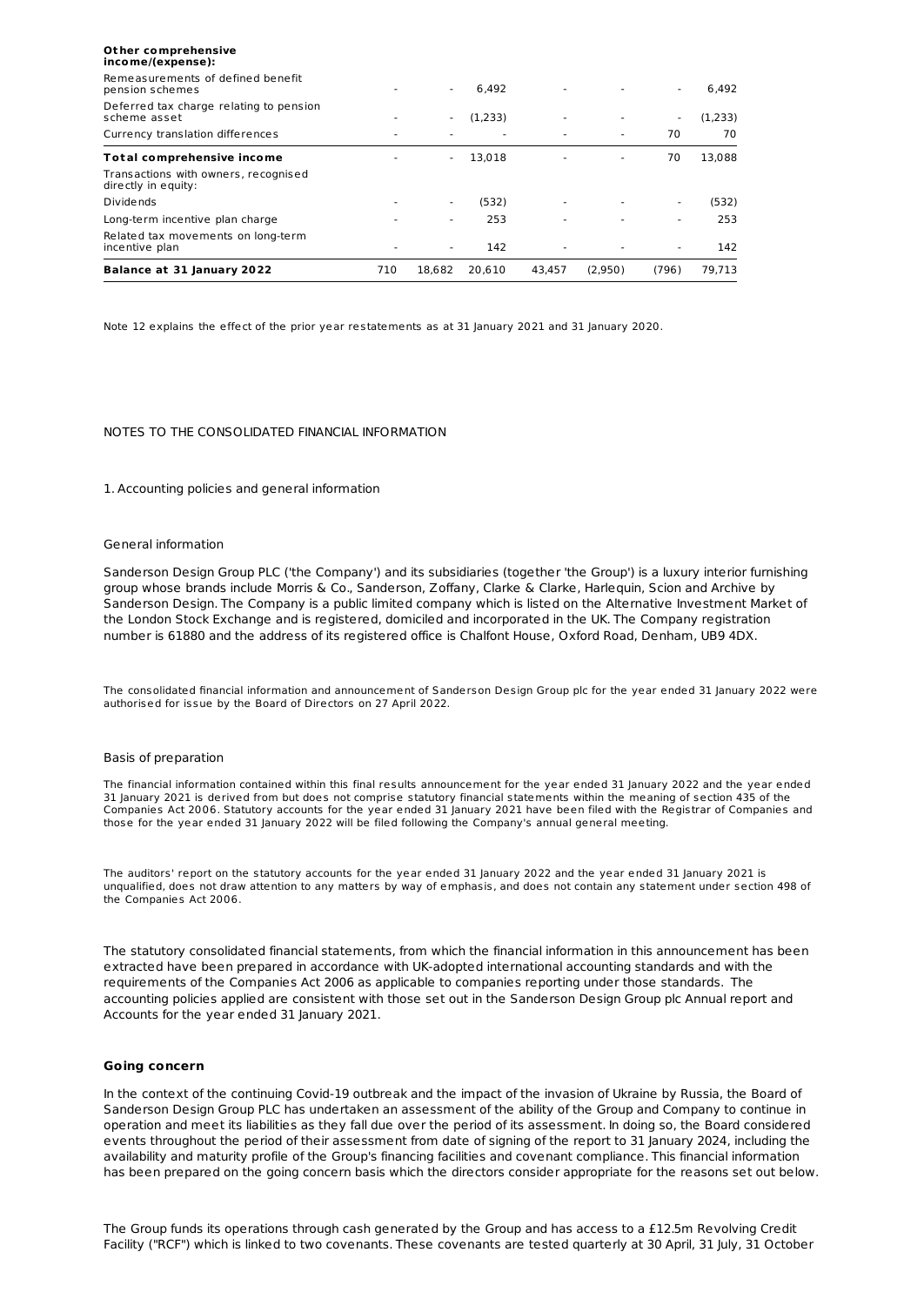| Other comprehensive income/(expense): | | | | | | | |
|---|---|---|---|---|---|---|---|
| Remeasurements of defined benefit pension schemes | - | - | 6,492 | - | - | - | 6,492 |
| Deferred tax charge relating to pension scheme asset | - | - | (1,233) | - | - | - | (1,233) |
| Currency translation differences | - | - | - | - | - | 70 | 70 |
| **Total comprehensive income** | - | - | 13,018 | - | - | 70 | 13,088 |
| Transactions with owners, recognised directly in equity: | | | | | | | |
| Dividends | - | - | (532) | - | - | - | (532) |
| Long-term incentive plan charge | - | - | 253 | - | - | - | 253 |
| Related tax movements on long-term incentive plan | - | - | 142 | - | - | - | 142 |
| **Balance at 31 January 2022** | 710 | 18,682 | 20,610 | 43,457 | (2,950) | (796) | 79,713 |

Note 12 explains the effect of the prior year restatements as at 31 January 2021 and 31 January 2020.

NOTES TO THE CONSOLIDATED FINANCIAL INFORMATION

1. Accounting policies and general information

General information

Sanderson Design Group PLC ('the Company') and its subsidiaries (together 'the Group') is a luxury interior furnishing group whose brands include Morris & Co., Sanderson, Zoffany, Clarke & Clarke, Harlequin, Scion and Archive by Sanderson Design. The Company is a public limited company which is listed on the Alternative Investment Market of the London Stock Exchange and is registered, domiciled and incorporated in the UK. The Company registration number is 61880 and the address of its registered office is Chalfont House, Oxford Road, Denham, UB9 4DX.

The consolidated financial information and announcement of Sanderson Design Group plc for the year ended 31 January 2022 were authorised for issue by the Board of Directors on 27 April 2022.

Basis of preparation

The financial information contained within this final results announcement for the year ended 31 January 2022 and the year ended 31 January 2021 is derived from but does not comprise statutory financial statements within the meaning of section 435 of the Companies Act 2006. Statutory accounts for the year ended 31 January 2021 have been filed with the Registrar of Companies and those for the year ended 31 January 2022 will be filed following the Company's annual general meeting.

The auditors' report on the statutory accounts for the year ended 31 January 2022 and the year ended 31 January 2021 is unqualified, does not draw attention to any matters by way of emphasis, and does not contain any statement under section 498 of the Companies Act 2006.

The statutory consolidated financial statements, from which the financial information in this announcement has been extracted have been prepared in accordance with UK-adopted international accounting standards and with the requirements of the Companies Act 2006 as applicable to companies reporting under those standards. The accounting policies applied are consistent with those set out in the Sanderson Design Group plc Annual report and Accounts for the year ended 31 January 2021.

**Going concern**

In the context of the continuing Covid-19 outbreak and the impact of the invasion of Ukraine by Russia, the Board of Sanderson Design Group PLC has undertaken an assessment of the ability of the Group and Company to continue in operation and meet its liabilities as they fall due over the period of its assessment. In doing so, the Board considered events throughout the period of their assessment from date of signing of the report to 31 January 2024, including the availability and maturity profile of the Group's financing facilities and covenant compliance. This financial information has been prepared on the going concern basis which the directors consider appropriate for the reasons set out below.

The Group funds its operations through cash generated by the Group and has access to a £12.5m Revolving Credit Facility ("RCF") which is linked to two covenants. These covenants are tested quarterly at 30 April, 31 July, 31 October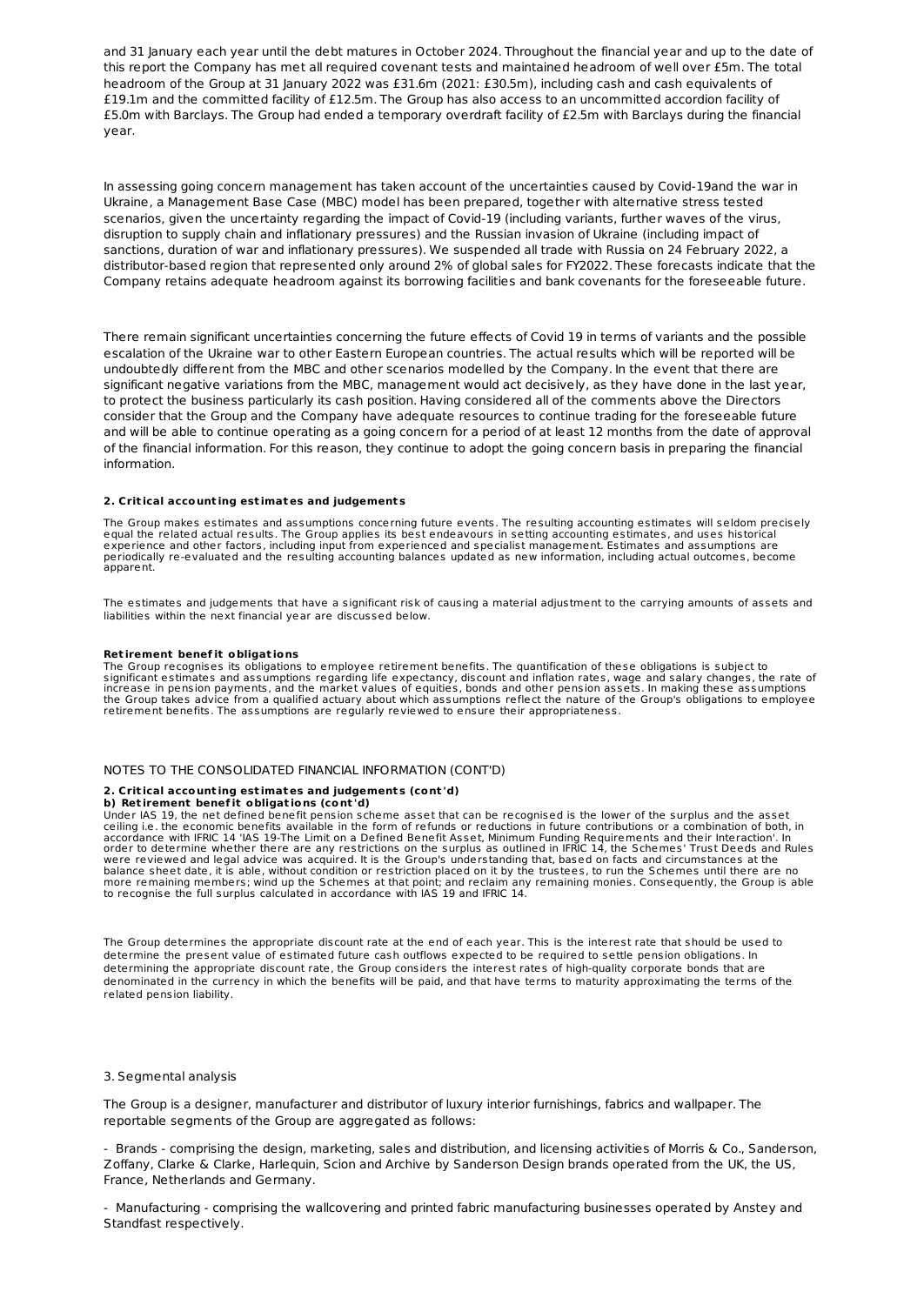and 31 January each year until the debt matures in October 2024. Throughout the financial year and up to the date of this report the Company has met all required covenant tests and maintained headroom of well over £5m. The total headroom of the Group at 31 January 2022 was £31.6m (2021: £30.5m), including cash and cash equivalents of £19.1m and the committed facility of £12.5m. The Group has also access to an uncommitted accordion facility of £5.0m with Barclays. The Group had ended a temporary overdraft facility of £2.5m with Barclays during the financial year.

In assessing going concern management has taken account of the uncertainties caused by Covid-19and the war in Ukraine, a Management Base Case (MBC) model has been prepared, together with alternative stress tested scenarios, given the uncertainty regarding the impact of Covid-19 (including variants, further waves of the virus, disruption to supply chain and inflationary pressures) and the Russian invasion of Ukraine (including impact of sanctions, duration of war and inflationary pressures). We suspended all trade with Russia on 24 February 2022, a distributor-based region that represented only around 2% of global sales for FY2022. These forecasts indicate that the Company retains adequate headroom against its borrowing facilities and bank covenants for the foreseeable future.

There remain significant uncertainties concerning the future effects of Covid 19 in terms of variants and the possible escalation of the Ukraine war to other Eastern European countries. The actual results which will be reported will be undoubtedly different from the MBC and other scenarios modelled by the Company. In the event that there are significant negative variations from the MBC, management would act decisively, as they have done in the last year, to protect the business particularly its cash position. Having considered all of the comments above the Directors consider that the Group and the Company have adequate resources to continue trading for the foreseeable future and will be able to continue operating as a going concern for a period of at least 12 months from the date of approval of the financial information. For this reason, they continue to adopt the going concern basis in preparing the financial information.

**2. Critical accounting estimates and judgements**

The Group makes estimates and assumptions concerning future events. The resulting accounting estimates will seldom precisely equal the related actual results. The Group applies its best endeavours in setting accounting estimates, and uses historical experience and other factors, including input from experienced and specialist management. Estimates and assumptions are periodically re-evaluated and the resulting accounting balances updated as new information, including actual outcomes, become apparent.

The estimates and judgements that have a significant risk of causing a material adjustment to the carrying amounts of assets and liabilities within the next financial year are discussed below.

**Retirement benefit obligations**

The Group recognises its obligations to employee retirement benefits. The quantification of these obligations is subject to significant estimates and assumptions regarding life expectancy, discount and inflation rates, wage and salary changes, the rate of increase in pension payments, and the market values of equities, bonds and other pension assets. In making these assumptions the Group takes advice from a qualified actuary about which assumptions reflect the nature of the Group's obligations to employee retirement benefits. The assumptions are regularly reviewed to ensure their appropriateness.

NOTES TO THE CONSOLIDATED FINANCIAL INFORMATION (CONT'D)

**2. Critical accounting estimates and judgements (cont'd)**
**b) Retirement benefit obligations (cont'd)**

Under IAS 19, the net defined benefit pension scheme asset that can be recognised is the lower of the surplus and the asset ceiling i.e. the economic benefits available in the form of refunds or reductions in future contributions or a combination of both, in accordance with IFRIC 14 'IAS 19-The Limit on a Defined Benefit Asset, Minimum Funding Requirements and their Interaction'. In order to determine whether there are any restrictions on the surplus as outlined in IFRIC 14, the Schemes' Trust Deeds and Rules were reviewed and legal advice was acquired. It is the Group's understanding that, based on facts and circumstances at the balance sheet date, it is able, without condition or restriction placed on it by the trustees, to run the Schemes until there are no more remaining members; wind up the Schemes at that point; and reclaim any remaining monies. Consequently, the Group is able to recognise the full surplus calculated in accordance with IAS 19 and IFRIC 14.

The Group determines the appropriate discount rate at the end of each year. This is the interest rate that should be used to determine the present value of estimated future cash outflows expected to be required to settle pension obligations. In determining the appropriate discount rate, the Group considers the interest rates of high-quality corporate bonds that are denominated in the currency in which the benefits will be paid, and that have terms to maturity approximating the terms of the related pension liability.

3. Segmental analysis

The Group is a designer, manufacturer and distributor of luxury interior furnishings, fabrics and wallpaper. The reportable segments of the Group are aggregated as follows:

- Brands - comprising the design, marketing, sales and distribution, and licensing activities of Morris & Co., Sanderson, Zoffany, Clarke & Clarke, Harlequin, Scion and Archive by Sanderson Design brands operated from the UK, the US, France, Netherlands and Germany.

- Manufacturing - comprising the wallcovering and printed fabric manufacturing businesses operated by Anstey and Standfast respectively.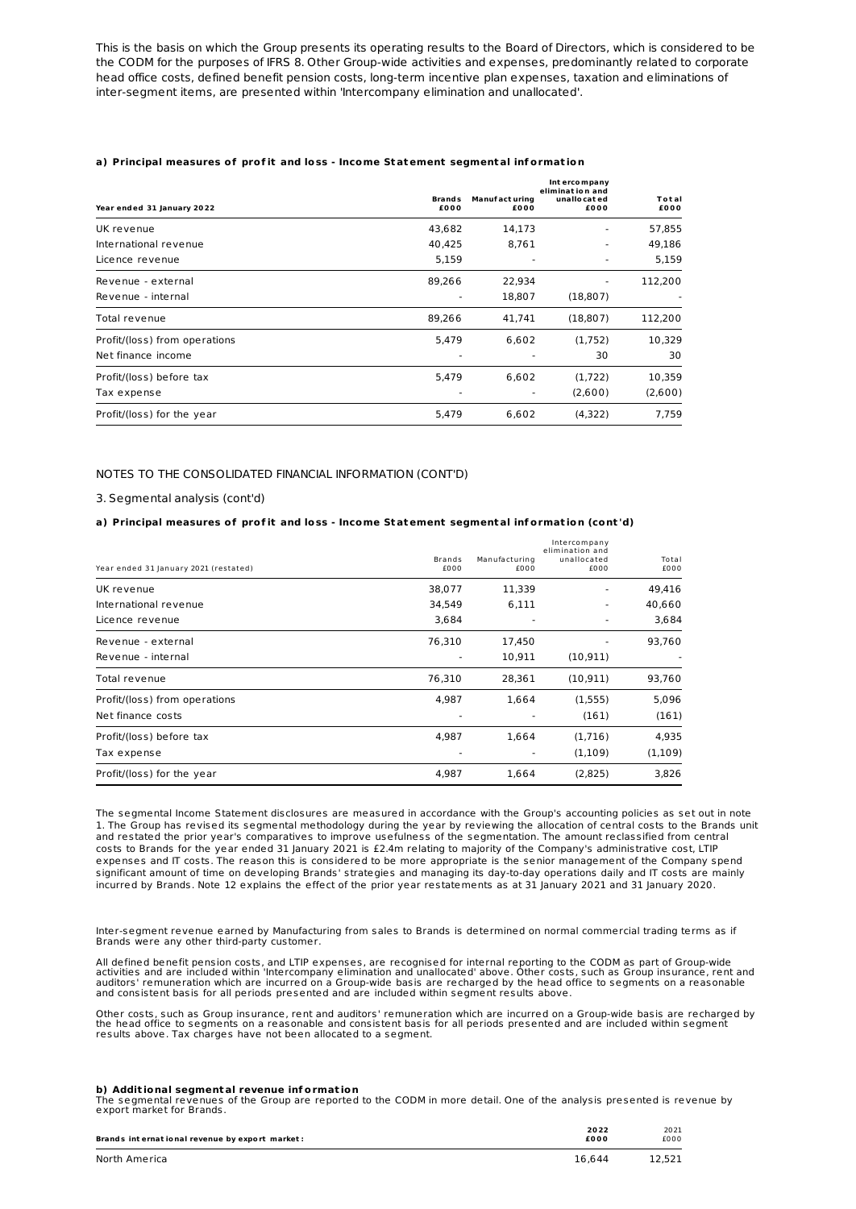This is the basis on which the Group presents its operating results to the Board of Directors, which is considered to be the CODM for the purposes of IFRS 8. Other Group-wide activities and expenses, predominantly related to corporate head office costs, defined benefit pension costs, long-term incentive plan expenses, taxation and eliminations of inter-segment items, are presented within 'Intercompany elimination and unallocated'.

**a) Principal measures of profit and loss - Income Statement segmental information**

| Year ended 31 January 2022 | Brands £000 | Manufacturing £000 | Intercompany elimination and unallocated £000 | Total £000 |
|---|---|---|---|---|
| UK revenue | 43,682 | 14,173 | - | 57,855 |
| International revenue | 40,425 | 8,761 | - | 49,186 |
| Licence revenue | 5,159 | - | - | 5,159 |
| Revenue - external | 89,266 | 22,934 | - | 112,200 |
| Revenue - internal | - | 18,807 | (18,807) | - |
| Total revenue | 89,266 | 41,741 | (18,807) | 112,200 |
| Profit/(loss) from operations | 5,479 | 6,602 | (1,752) | 10,329 |
| Net finance income | - | - | 30 | 30 |
| Profit/(loss) before tax | 5,479 | 6,602 | (1,722) | 10,359 |
| Tax expense | - | - | (2,600) | (2,600) |
| Profit/(loss) for the year | 5,479 | 6,602 | (4,322) | 7,759 |

NOTES TO THE CONSOLIDATED FINANCIAL INFORMATION (CONT'D)

3. Segmental analysis (cont'd)

**a) Principal measures of profit and loss - Income Statement segmental information (cont'd)**

| Year ended 31 January 2021 (restated) | Brands £000 | Manufacturing £000 | Intercompany elimination and unallocated £000 | Total £000 |
|---|---|---|---|---|
| UK revenue | 38,077 | 11,339 | - | 49,416 |
| International revenue | 34,549 | 6,111 | - | 40,660 |
| Licence revenue | 3,684 | - | - | 3,684 |
| Revenue - external | 76,310 | 17,450 | - | 93,760 |
| Revenue - internal | - | 10,911 | (10,911) | - |
| Total revenue | 76,310 | 28,361 | (10,911) | 93,760 |
| Profit/(loss) from operations | 4,987 | 1,664 | (1,555) | 5,096 |
| Net finance costs | - | - | (161) | (161) |
| Profit/(loss) before tax | 4,987 | 1,664 | (1,716) | 4,935 |
| Tax expense | - | - | (1,109) | (1,109) |
| Profit/(loss) for the year | 4,987 | 1,664 | (2,825) | 3,826 |

The segmental Income Statement disclosures are measured in accordance with the Group's accounting policies as set out in note 1. The Group has revised its segmental methodology during the year by reviewing the allocation of central costs to the Brands unit and restated the prior year's comparatives to improve usefulness of the segmentation. The amount reclassified from central costs to Brands for the year ended 31 January 2021 is £2.4m relating to majority of the Company's administrative cost, LTIP expenses and IT costs. The reason this is considered to be more appropriate is the senior management of the Company spend significant amount of time on developing Brands' strategies and managing its day-to-day operations daily and IT costs are mainly incurred by Brands. Note 12 explains the effect of the prior year restatements as at 31 January 2021 and 31 January 2020.

Inter-segment revenue earned by Manufacturing from sales to Brands is determined on normal commercial trading terms as if Brands were any other third-party customer.

All defined benefit pension costs, and LTIP expenses, are recognised for internal reporting to the CODM as part of Group-wide activities and are included within 'Intercompany elimination and unallocated' above. Other costs, such as Group insurance, rent and auditors' remuneration which are incurred on a Group-wide basis are recharged by the head office to segments on a reasonable and consistent basis for all periods presented and are included within segment results above.

Other costs, such as Group insurance, rent and auditors' remuneration which are incurred on a Group-wide basis are recharged by the head office to segments on a reasonable and consistent basis for all periods presented and are included within segment results above. Tax charges have not been allocated to a segment.

**b) Additional segmental revenue information**

The segmental revenues of the Group are reported to the CODM in more detail. One of the analysis presented is revenue by export market for Brands.

| Brands international revenue by export market: | 2022 £000 | 2021 £000 |
|---|---|---|
| North America | 16,644 | 12,521 |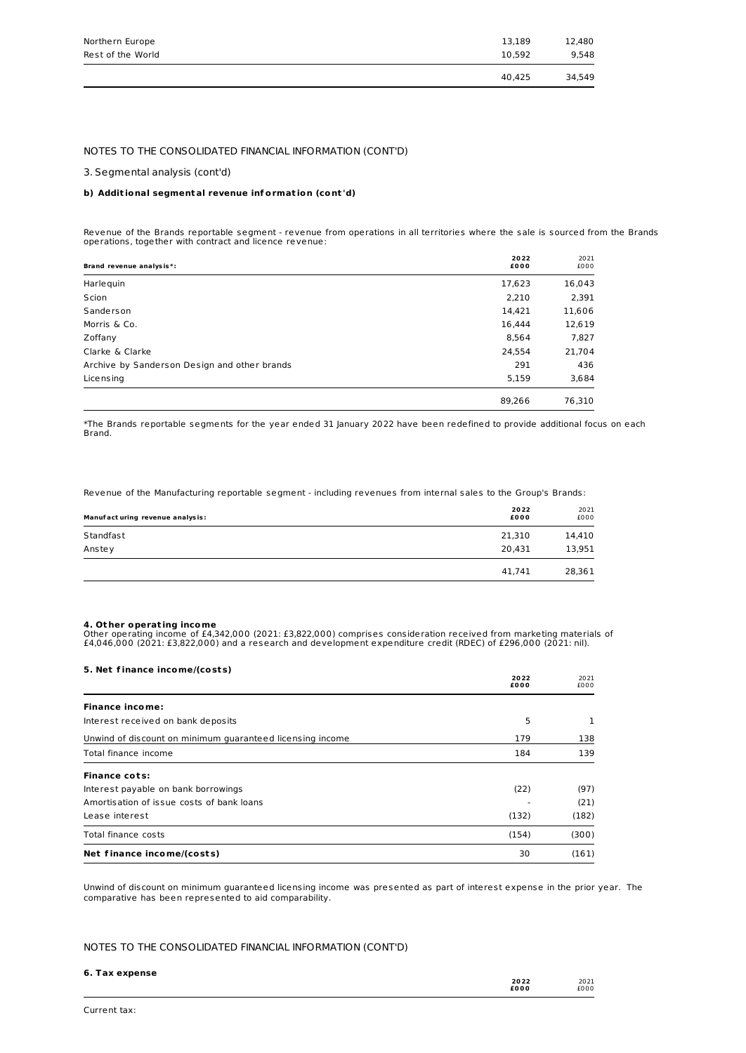| | | |
|---|---|---|
| Northern Europe | 13,189 | 12,480 |
| Rest of the World | 10,592 | 9,548 |
| | 40,425 | 34,549 |

NOTES TO THE CONSOLIDATED FINANCIAL INFORMATION (CONT'D)

3. Segmental analysis (cont'd)

**b) Additional segmental revenue information (cont'd)**

Revenue of the Brands reportable segment - revenue from operations in all territories where the sale is sourced from the Brands operations, together with contract and licence revenue:

| **Brand revenue analysis*:** | **2022 £000** | 2021 £000 |
|---|---|---|
| Harlequin | 17,623 | 16,043 |
| Scion | 2,210 | 2,391 |
| Sanderson | 14,421 | 11,606 |
| Morris & Co. | 16,444 | 12,619 |
| Zoffany | 8,564 | 7,827 |
| Clarke & Clarke | 24,554 | 21,704 |
| Archive by Sanderson Design and other brands | 291 | 436 |
| Licensing | 5,159 | 3,684 |
| | 89,266 | 76,310 |

*The Brands reportable segments for the year ended 31 January 2022 have been redefined to provide additional focus on each Brand.

Revenue of the Manufacturing reportable segment - including revenues from internal sales to the Group's Brands:

| **Manufacturing revenue analysis:** | **2022 £000** | 2021 £000 |
|---|---|---|
| Standfast | 21,310 | 14,410 |
| Anstey | 20,431 | 13,951 |
| | 41,741 | 28,361 |

**4. Other operating income**

Other operating income of £4,342,000 (2021: £3,822,000) comprises consideration received from marketing materials of £4,046,000 (2021: £3,822,000) and a research and development expenditure credit (RDEC) of £296,000 (2021: nil).

**5. Net finance income/(costs)**

| | **2022 £000** | 2021 £000 |
|---|---|---|
| **Finance income:** | | |
| Interest received on bank deposits | 5 | 1 |
| Unwind of discount on minimum guaranteed licensing income | 179 | 138 |
| Total finance income | 184 | 139 |
| **Finance cots:** | | |
| Interest payable on bank borrowings | (22) | (97) |
| Amortisation of issue costs of bank loans | - | (21) |
| Lease interest | (132) | (182) |
| Total finance costs | (154) | (300) |
| **Net finance income/(costs)** | 30 | (161) |

Unwind of discount on minimum guaranteed licensing income was presented as part of interest expense in the prior year. The comparative has been represented to aid comparability.

NOTES TO THE CONSOLIDATED FINANCIAL INFORMATION (CONT'D)

**6. Tax expense**

| | **2022 £000** | 2021 £000 |
|---|---|---|
| Current tax: | | |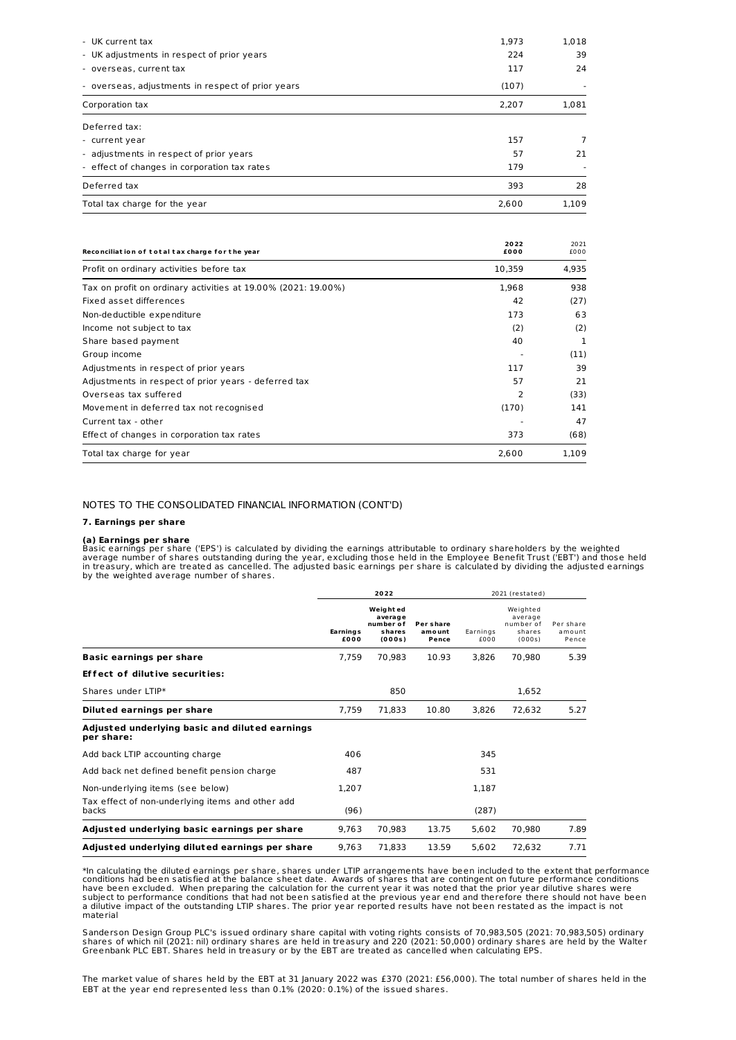| | | |
|---|---|---|
| - UK current tax | 1,973 | 1,018 |
| - UK adjustments in respect of prior years | 224 | 39 |
| - overseas, current tax | 117 | 24 |
| - overseas, adjustments in respect of prior years | (107) | - |
| Corporation tax | 2,207 | 1,081 |
| Deferred tax: | | |
| - current year | 157 | 7 |
| - adjustments in respect of prior years | 57 | 21 |
| - effect of changes in corporation tax rates | 179 | - |
| Deferred tax | 393 | 28 |
| Total tax charge for the year | 2,600 | 1,109 |

| Reconciliation of total tax charge for the year | 2022 £000 | 2021 £000 |
|---|---|---|
| Profit on ordinary activities before tax | 10,359 | 4,935 |
| Tax on profit on ordinary activities at 19.00% (2021: 19.00%) | 1,968 | 938 |
| Fixed asset differences | 42 | (27) |
| Non-deductible expenditure | 173 | 63 |
| Income not subject to tax | (2) | (2) |
| Share based payment | 40 | 1 |
| Group income | - | (11) |
| Adjustments in respect of prior years | 117 | 39 |
| Adjustments in respect of prior years - deferred tax | 57 | 21 |
| Overseas tax suffered | 2 | (33) |
| Movement in deferred tax not recognised | (170) | 141 |
| Current tax - other | - | 47 |
| Effect of changes in corporation tax rates | 373 | (68) |
| Total tax charge for year | 2,600 | 1,109 |

NOTES TO THE CONSOLIDATED FINANCIAL INFORMATION (CONT'D)

### 7. Earnings per share

**(a) Earnings per share**

Basic earnings per share ('EPS') is calculated by dividing the earnings attributable to ordinary shareholders by the weighted average number of shares outstanding during the year, excluding those held in the Employee Benefit Trust ('EBT') and those held in treasury, which are treated as cancelled. The adjusted basic earnings per share is calculated by dividing the adjusted earnings by the weighted average number of shares.

| | 2022 | | | 2021 (restated) | | |
|---|---|---|---|---|---|---|
| | Earnings £000 | Weighted average number of shares (000s) | Per share amount Pence | Earnings £000 | Weighted average number of shares (000s) | Per share amount Pence |
| **Basic earnings per share** | 7,759 | 70,983 | 10.93 | 3,826 | 70,980 | 5.39 |
| **Effect of dilutive securities:** | | | | | | |
| Shares under LTIP* | | 850 | | | 1,652 | |
| **Diluted earnings per share** | 7,759 | 71,833 | 10.80 | 3,826 | 72,632 | 5.27 |
| **Adjusted underlying basic and diluted earnings per share:** | | | | | | |
| Add back LTIP accounting charge | 406 | | | 345 | | |
| Add back net defined benefit pension charge | 487 | | | 531 | | |
| Non-underlying items (see below) | 1,207 | | | 1,187 | | |
| Tax effect of non-underlying items and other add backs | (96) | | | (287) | | |
| **Adjusted underlying basic earnings per share** | 9,763 | 70,983 | 13.75 | 5,602 | 70,980 | 7.89 |
| **Adjusted underlying diluted earnings per share** | 9,763 | 71,833 | 13.59 | 5,602 | 72,632 | 7.71 |

*In calculating the diluted earnings per share, shares under LTIP arrangements have been included to the extent that performance conditions had been satisfied at the balance sheet date. Awards of shares that are contingent on future performance conditions have been excluded. When preparing the calculation for the current year it was noted that the prior year dilutive shares were subject to performance conditions that had not been satisfied at the previous year end and therefore there should not have been a dilutive impact of the outstanding LTIP shares. The prior year reported results have not been restated as the impact is not material

Sanderson Design Group PLC's issued ordinary share capital with voting rights consists of 70,983,505 (2021: 70,983,505) ordinary shares of which nil (2021: nil) ordinary shares are held in treasury and 220 (2021: 50,000) ordinary shares are held by the Walter Greenbank PLC EBT. Shares held in treasury or by the EBT are treated as cancelled when calculating EPS.

The market value of shares held by the EBT at 31 January 2022 was £370 (2021: £56,000). The total number of shares held in the EBT at the year end represented less than 0.1% (2020: 0.1%) of the issued shares.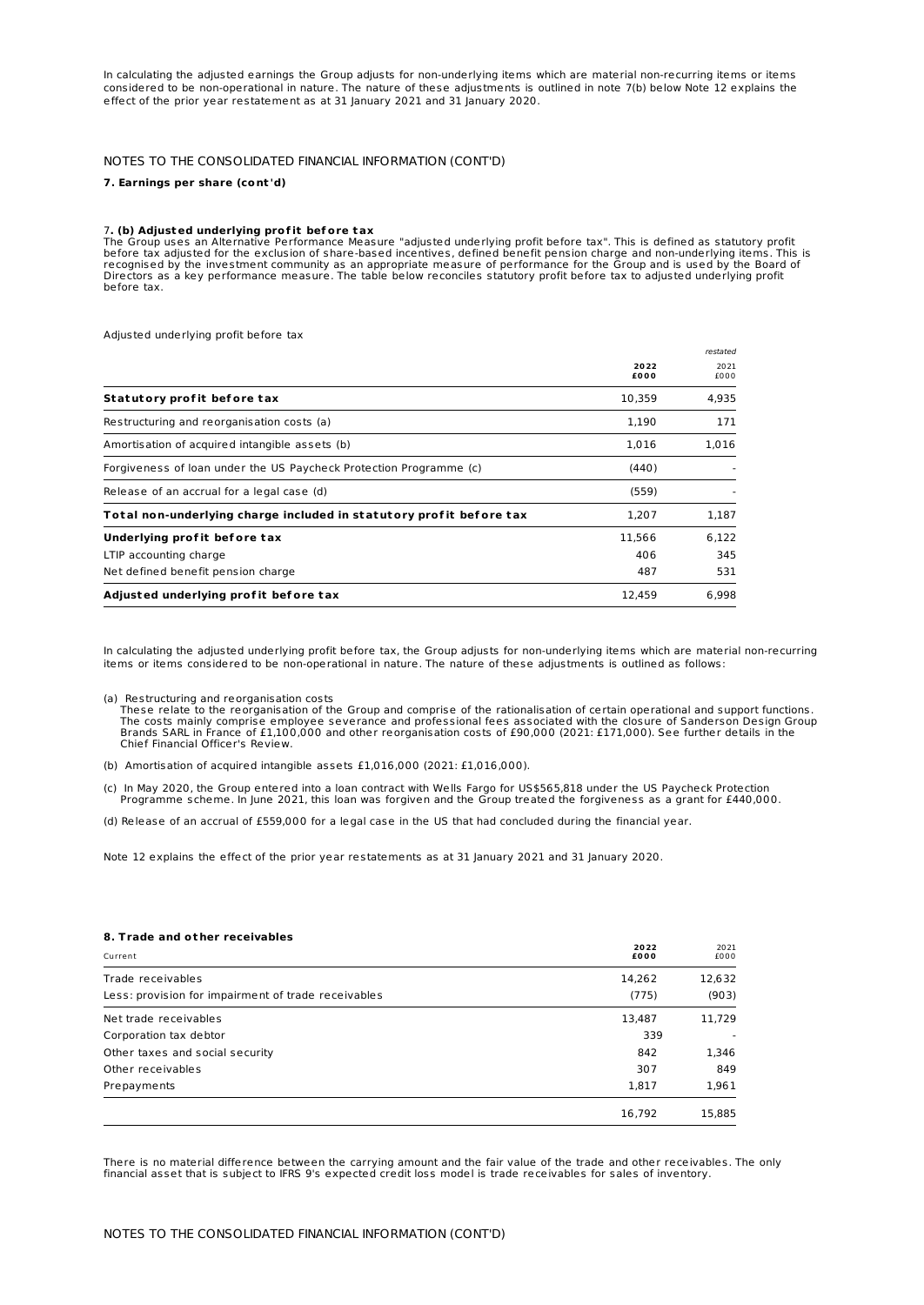In calculating the adjusted earnings the Group adjusts for non-underlying items which are material non-recurring items or items considered to be non-operational in nature. The nature of these adjustments is outlined in note 7(b) below Note 12 explains the effect of the prior year restatement as at 31 January 2021 and 31 January 2020.

NOTES TO THE CONSOLIDATED FINANCIAL INFORMATION (CONT'D)

**7. Earnings per share (cont'd)**

### 7. (b) Adjusted underlying profit before tax

The Group uses an Alternative Performance Measure "adjusted underlying profit before tax". This is defined as statutory profit before tax adjusted for the exclusion of share-based incentives, defined benefit pension charge and non-underlying items. This is recognised by the investment community as an appropriate measure of performance for the Group and is used by the Board of Directors as a key performance measure. The table below reconciles statutory profit before tax to adjusted underlying profit before tax.

Adjusted underlying profit before tax

| | 2022 £000 | *restated* 2021 £000 |
|---|---|---|
| **Statutory profit before tax** | 10,359 | 4,935 |
| Restructuring and reorganisation costs (a) | 1,190 | 171 |
| Amortisation of acquired intangible assets (b) | 1,016 | 1,016 |
| Forgiveness of loan under the US Paycheck Protection Programme (c) | (440) | - |
| Release of an accrual for a legal case (d) | (559) | - |
| **Total non-underlying charge included in statutory profit before tax** | 1,207 | 1,187 |
| **Underlying profit before tax** | 11,566 | 6,122 |
| LTIP accounting charge | 406 | 345 |
| Net defined benefit pension charge | 487 | 531 |
| **Adjusted underlying profit before tax** | 12,459 | 6,998 |

In calculating the adjusted underlying profit before tax, the Group adjusts for non-underlying items which are material non-recurring items or items considered to be non-operational in nature. The nature of these adjustments is outlined as follows:

(a) Restructuring and reorganisation costs
These relate to the reorganisation of the Group and comprise of the rationalisation of certain operational and support functions. The costs mainly comprise employee severance and professional fees associated with the closure of Sanderson Design Group Brands SARL in France of £1,100,000 and other reorganisation costs of £90,000 (2021: £171,000). See further details in the Chief Financial Officer's Review.

(b) Amortisation of acquired intangible assets £1,016,000 (2021: £1,016,000).

(c) In May 2020, the Group entered into a loan contract with Wells Fargo for US$565,818 under the US Paycheck Protection Programme scheme. In June 2021, this loan was forgiven and the Group treated the forgiveness as a grant for £440,000.

(d) Release of an accrual of £559,000 for a legal case in the US that had concluded during the financial year.

Note 12 explains the effect of the prior year restatements as at 31 January 2021 and 31 January 2020.

### 8. Trade and other receivables

| Current | 2022 £000 | 2021 £000 |
|---|---|---|
| Trade receivables | 14,262 | 12,632 |
| Less: provision for impairment of trade receivables | (775) | (903) |
| Net trade receivables | 13,487 | 11,729 |
| Corporation tax debtor | 339 | - |
| Other taxes and social security | 842 | 1,346 |
| Other receivables | 307 | 849 |
| Prepayments | 1,817 | 1,961 |
| | 16,792 | 15,885 |

There is no material difference between the carrying amount and the fair value of the trade and other receivables. The only financial asset that is subject to IFRS 9's expected credit loss model is trade receivables for sales of inventory.

NOTES TO THE CONSOLIDATED FINANCIAL INFORMATION (CONT'D)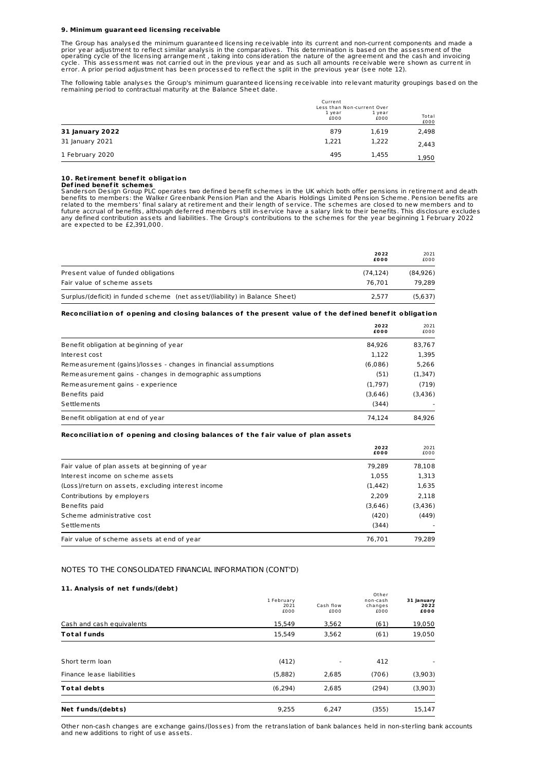### 9. Minimum guaranteed licensing receivable

The Group has analysed the minimum guaranteed licensing receivable into its current and non-current components and made a prior year adjustment to reflect similar analysis in the comparatives. This determination is based on the assessment of the operating cycle of the licensing arrangement , taking into consideration the nature of the agreement and the cash and invoicing cycle. This assessment was not carried out in the previous year and as such all amounts receivable were shown as current in error. A prior period adjustment has been processed to reflect the split in the previous year (see note 12).

The following table analyses the Group's minimum guaranteed licensing receivable into relevant maturity groupings based on the remaining period to contractual maturity at the Balance Sheet date.

| | Current Less than 1 year £000 | Non-current Over 1 year £000 | Total £000 |
|---|---|---|---|
| **31 January 2022** | 879 | 1,619 | 2,498 |
| 31 January 2021 | 1,221 | 1,222 | 2,443 |
| 1 February 2020 | 495 | 1,455 | 1,950 |

### 10. Retirement benefit obligation

**Defined benefit schemes**

Sanderson Design Group PLC operates two defined benefit schemes in the UK which both offer pensions in retirement and death benefits to members: the Walker Greenbank Pension Plan and the Abaris Holdings Limited Pension Scheme. Pension benefits are related to the members' final salary at retirement and their length of service. The schemes are closed to new members and to future accrual of benefits, although deferred members still in-service have a salary link to their benefits. This disclosure excludes any defined contribution assets and liabilities. The Group's contributions to the schemes for the year beginning 1 February 2022 are expected to be £2,391,000.

| | **2022 £000** | 2021 £000 |
|---|---|---|
| Present value of funded obligations | (74,124) | (84,926) |
| Fair value of scheme assets | 76,701 | 79,289 |
| Surplus/(deficit) in funded scheme (net asset/(liability) in Balance Sheet) | 2,577 | (5,637) |

**Reconciliation of opening and closing balances of the present value of the defined benefit obligation**

| | **2022 £000** | 2021 £000 |
|---|---|---|
| Benefit obligation at beginning of year | 84,926 | 83,767 |
| Interest cost | 1,122 | 1,395 |
| Remeasurement (gains)/losses - changes in financial assumptions | (6,086) | 5,266 |
| Remeasurement gains - changes in demographic assumptions | (51) | (1,347) |
| Remeasurement gains - experience | (1,797) | (719) |
| Benefits paid | (3,646) | (3,436) |
| Settlements | (344) | - |
| Benefit obligation at end of year | 74,124 | 84,926 |

**Reconciliation of opening and closing balances of the fair value of plan assets**

| | **2022 £000** | 2021 £000 |
|---|---|---|
| Fair value of plan assets at beginning of year | 79,289 | 78,108 |
| Interest income on scheme assets | 1,055 | 1,313 |
| (Loss)/return on assets, excluding interest income | (1,442) | 1,635 |
| Contributions by employers | 2,209 | 2,118 |
| Benefits paid | (3,646) | (3,436) |
| Scheme administrative cost | (420) | (449) |
| Settlements | (344) | - |
| Fair value of scheme assets at end of year | 76,701 | 79,289 |

NOTES TO THE CONSOLIDATED FINANCIAL INFORMATION (CONT'D)

### 11. Analysis of net funds/(debt)

| | 1 February 2021 £000 | Cash flow £000 | Other non-cash changes £000 | **31 January 2022 £000** |
|---|---|---|---|---|
| Cash and cash equivalents | 15,549 | 3,562 | (61) | 19,050 |
| **Total funds** | 15,549 | 3,562 | (61) | 19,050 |
| Short term loan | (412) | - | 412 | - |
| Finance lease liabilities | (5,882) | 2,685 | (706) | (3,903) |
| **Total debts** | (6,294) | 2,685 | (294) | (3,903) |
| **Net funds/(debts)** | 9,255 | 6,247 | (355) | 15,147 |

Other non-cash changes are exchange gains/(losses) from the retranslation of bank balances held in non-sterling bank accounts and new additions to right of use assets.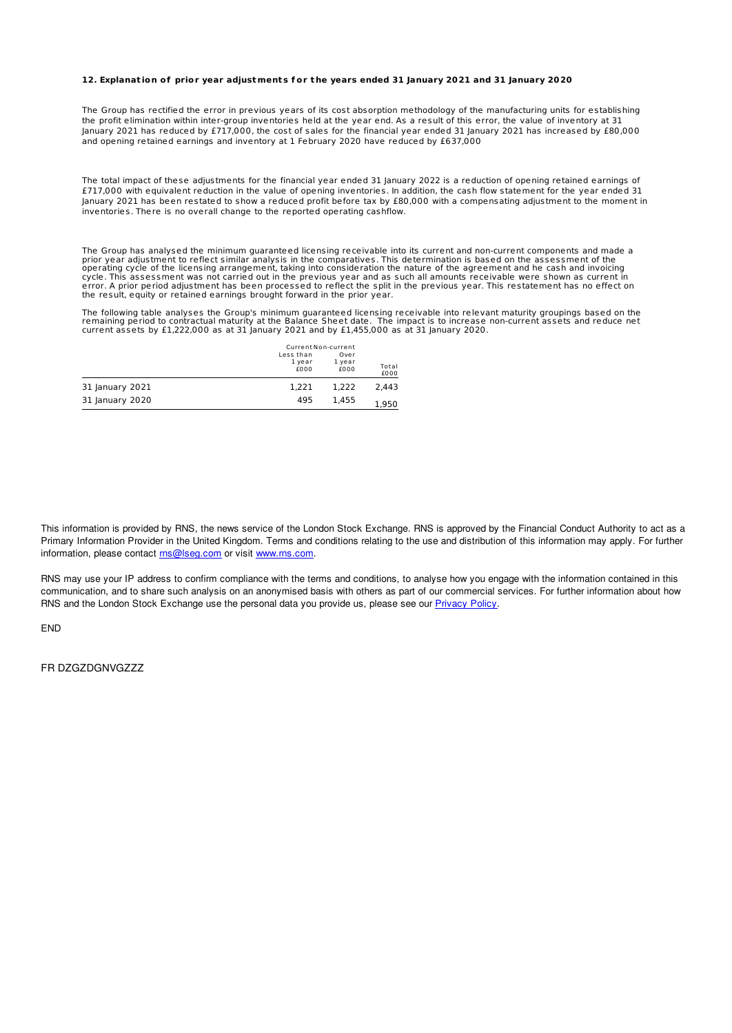### 12. Explanation of prior year adjustments for the years ended 31 January 2021 and 31 January 2020

The Group has rectified the error in previous years of its cost absorption methodology of the manufacturing units for establishing the profit elimination within inter-group inventories held at the year end. As a result of this error, the value of inventory at 31 January 2021 has reduced by £717,000, the cost of sales for the financial year ended 31 January 2021 has increased by £80,000 and opening retained earnings and inventory at 1 February 2020 have reduced by £637,000

The total impact of these adjustments for the financial year ended 31 January 2022 is a reduction of opening retained earnings of £717,000 with equivalent reduction in the value of opening inventories. In addition, the cash flow statement for the year ended 31 January 2021 has been restated to show a reduced profit before tax by £80,000 with a compensating adjustment to the moment in inventories. There is no overall change to the reported operating cashflow.

The Group has analysed the minimum guaranteed licensing receivable into its current and non-current components and made a prior year adjustment to reflect similar analysis in the comparatives. This determination is based on the assessment of the operating cycle of the licensing arrangement, taking into consideration the nature of the agreement and he cash and invoicing cycle. This assessment was not carried out in the previous year and as such all amounts receivable were shown as current in error. A prior period adjustment has been processed to reflect the split in the previous year. This restatement has no effect on the result, equity or retained earnings brought forward in the prior year.

The following table analyses the Group's minimum guaranteed licensing receivable into relevant maturity groupings based on the remaining period to contractual maturity at the Balance Sheet date. The impact is to increase non-current assets and reduce net current assets by £1,222,000 as at 31 January 2021 and by £1,455,000 as at 31 January 2020.

| | Current Less than 1 year £000 | Non-current Over 1 year £000 | Total £000 |
|---|---|---|---|
| 31 January 2021 | 1,221 | 1,222 | 2,443 |
| 31 January 2020 | 495 | 1,455 | 1,950 |

This information is provided by RNS, the news service of the London Stock Exchange. RNS is approved by the Financial Conduct Authority to act as a Primary Information Provider in the United Kingdom. Terms and conditions relating to the use and distribution of this information may apply. For further information, please contact rns@lseg.com or visit www.rns.com.

RNS may use your IP address to confirm compliance with the terms and conditions, to analyse how you engage with the information contained in this communication, and to share such analysis on an anonymised basis with others as part of our commercial services. For further information about how RNS and the London Stock Exchange use the personal data you provide us, please see our Privacy Policy.

END

FR DZGZDGNVGZZZ